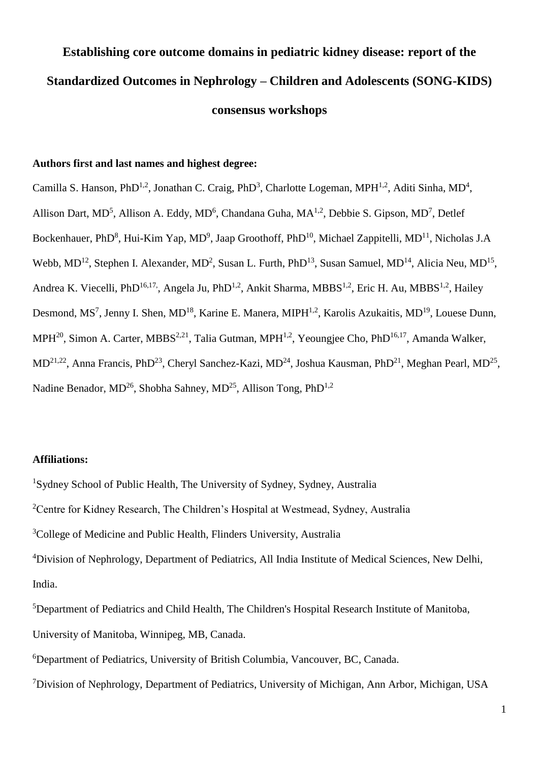# Establishing core outcome domains in pediatric kidney disease: report of the Standardized Outcomes in Nephrology – Children and Adolescents (SONG-KIDS) consensus workshops

**Authors first and last names and highest degree:**

Camilla S. Hanson, PhD[1,2], Jonathan C. Craig, PhD[3], Charlotte Logeman, MPH[1,2], Aditi Sinha, MD[4], Allison Dart, MD[5], Allison A. Eddy, MD[6], Chandana Guha, MA[1,2], Debbie S. Gipson, MD[7], Detlef Bockenhauer, PhD[8], Hui-Kim Yap, MD[9], Jaap Groothoff, PhD[10], Michael Zappitelli, MD[11], Nicholas J.A Webb, MD[12], Stephen I. Alexander, MD[2], Susan L. Furth, PhD[13], Susan Samuel, MD[14], Alicia Neu, MD[15], Andrea K. Viecelli, PhD[16,17], Angela Ju, PhD[1,2], Ankit Sharma, MBBS[1,2], Eric H. Au, MBBS[1,2], Hailey Desmond, MS[7], Jenny I. Shen, MD[18], Karine E. Manera, MIPH[1,2], Karolis Azukaitis, MD[19], Louese Dunn, MPH[20], Simon A. Carter, MBBS[2,21], Talia Gutman, MPH[1,2], Yeoungjee Cho, PhD[16,17], Amanda Walker, MD[21,22], Anna Francis, PhD[23], Cheryl Sanchez-Kazi, MD[24], Joshua Kausman, PhD[21], Meghan Pearl, MD[25], Nadine Benador, MD[26], Shobha Sahney, MD[25], Allison Tong, PhD[1,2]

**Affiliations:**

[1]Sydney School of Public Health, The University of Sydney, Sydney, Australia

[2]Centre for Kidney Research, The Children's Hospital at Westmead, Sydney, Australia

[3]College of Medicine and Public Health, Flinders University, Australia

[4]Division of Nephrology, Department of Pediatrics, All India Institute of Medical Sciences, New Delhi, India.

[5]Department of Pediatrics and Child Health, The Children's Hospital Research Institute of Manitoba, University of Manitoba, Winnipeg, MB, Canada.

[6]Department of Pediatrics, University of British Columbia, Vancouver, BC, Canada.

[7]Division of Nephrology, Department of Pediatrics, University of Michigan, Ann Arbor, Michigan, USA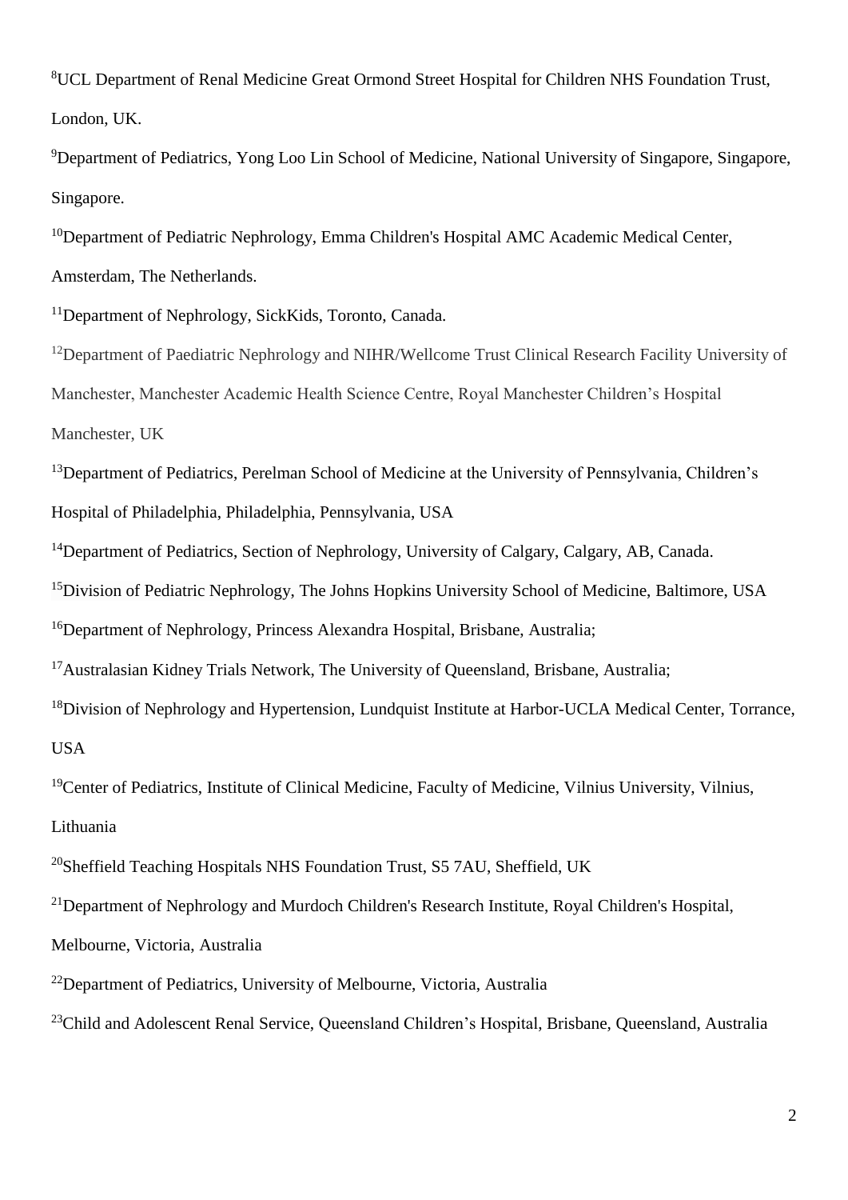[8]UCL Department of Renal Medicine Great Ormond Street Hospital for Children NHS Foundation Trust, London, UK.

[9]Department of Pediatrics, Yong Loo Lin School of Medicine, National University of Singapore, Singapore, Singapore.

[10]Department of Pediatric Nephrology, Emma Children's Hospital AMC Academic Medical Center, Amsterdam, The Netherlands.

[11]Department of Nephrology, SickKids, Toronto, Canada.

[12]Department of Paediatric Nephrology and NIHR/Wellcome Trust Clinical Research Facility University of Manchester, Manchester Academic Health Science Centre, Royal Manchester Children's Hospital Manchester, UK

[13]Department of Pediatrics, Perelman School of Medicine at the University of Pennsylvania, Children's Hospital of Philadelphia, Philadelphia, Pennsylvania, USA

[14]Department of Pediatrics, Section of Nephrology, University of Calgary, Calgary, AB, Canada.

[15]Division of Pediatric Nephrology, The Johns Hopkins University School of Medicine, Baltimore, USA

[16]Department of Nephrology, Princess Alexandra Hospital, Brisbane, Australia;

[17]Australasian Kidney Trials Network, The University of Queensland, Brisbane, Australia;

[18]Division of Nephrology and Hypertension, Lundquist Institute at Harbor-UCLA Medical Center, Torrance, USA

[19]Center of Pediatrics, Institute of Clinical Medicine, Faculty of Medicine, Vilnius University, Vilnius, Lithuania

[20]Sheffield Teaching Hospitals NHS Foundation Trust, S5 7AU, Sheffield, UK

[21]Department of Nephrology and Murdoch Children's Research Institute, Royal Children's Hospital, Melbourne, Victoria, Australia

[22]Department of Pediatrics, University of Melbourne, Victoria, Australia

[23]Child and Adolescent Renal Service, Queensland Children's Hospital, Brisbane, Queensland, Australia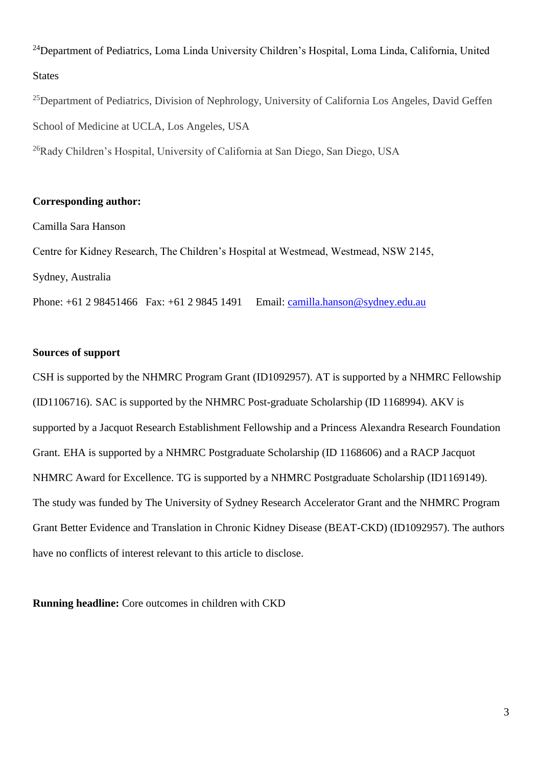[24]Department of Pediatrics, Loma Linda University Children's Hospital, Loma Linda, California, United States

[25]Department of Pediatrics, Division of Nephrology, University of California Los Angeles, David Geffen School of Medicine at UCLA, Los Angeles, USA

[26]Rady Children's Hospital, University of California at San Diego, San Diego, USA

**Corresponding author:**

Camilla Sara Hanson

Centre for Kidney Research, The Children's Hospital at Westmead, Westmead, NSW 2145, Sydney, Australia

Phone: +61 2 98451466 Fax: +61 2 9845 1491 Email: camilla.hanson@sydney.edu.au

**Sources of support**

CSH is supported by the NHMRC Program Grant (ID1092957). AT is supported by a NHMRC Fellowship (ID1106716). SAC is supported by the NHMRC Post-graduate Scholarship (ID 1168994). AKV is supported by a Jacquot Research Establishment Fellowship and a Princess Alexandra Research Foundation Grant. EHA is supported by a NHMRC Postgraduate Scholarship (ID 1168606) and a RACP Jacquot NHMRC Award for Excellence. TG is supported by a NHMRC Postgraduate Scholarship (ID1169149). The study was funded by The University of Sydney Research Accelerator Grant and the NHMRC Program Grant Better Evidence and Translation in Chronic Kidney Disease (BEAT-CKD) (ID1092957). The authors have no conflicts of interest relevant to this article to disclose.

**Running headline:** Core outcomes in children with CKD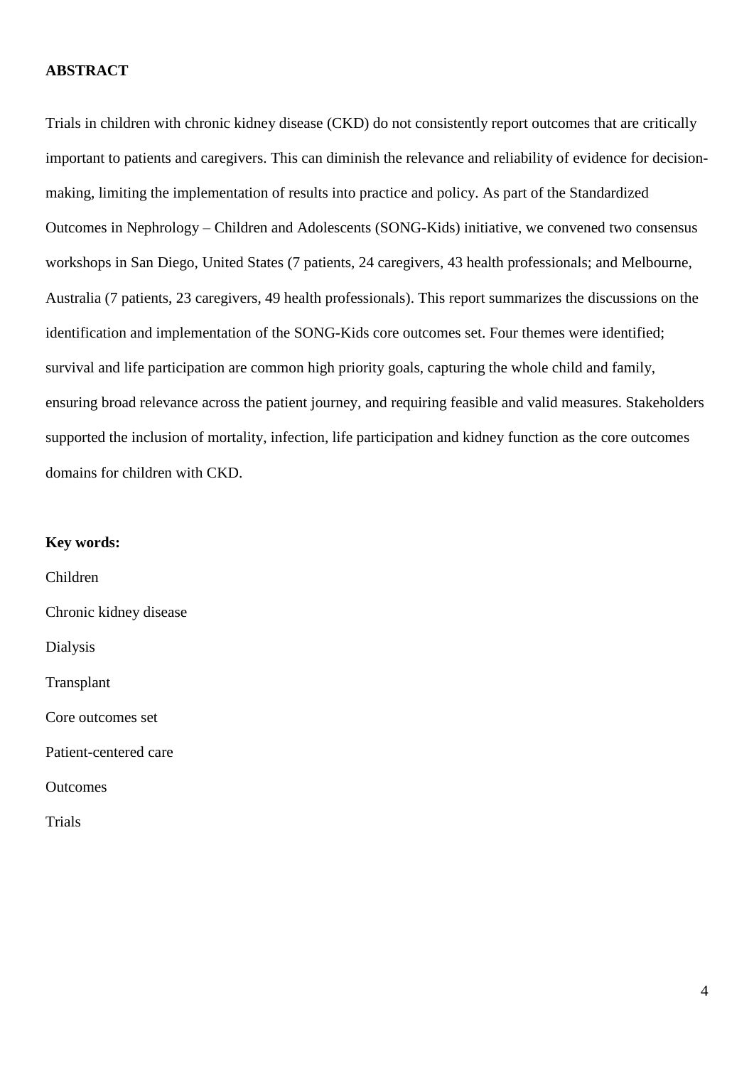## ABSTRACT

Trials in children with chronic kidney disease (CKD) do not consistently report outcomes that are critically important to patients and caregivers. This can diminish the relevance and reliability of evidence for decision-making, limiting the implementation of results into practice and policy. As part of the Standardized Outcomes in Nephrology – Children and Adolescents (SONG-Kids) initiative, we convened two consensus workshops in San Diego, United States (7 patients, 24 caregivers, 43 health professionals; and Melbourne, Australia (7 patients, 23 caregivers, 49 health professionals). This report summarizes the discussions on the identification and implementation of the SONG-Kids core outcomes set. Four themes were identified; survival and life participation are common high priority goals, capturing the whole child and family, ensuring broad relevance across the patient journey, and requiring feasible and valid measures. Stakeholders supported the inclusion of mortality, infection, life participation and kidney function as the core outcomes domains for children with CKD.

**Key words:**

Children

Chronic kidney disease

Dialysis

Transplant

Core outcomes set

Patient-centered care

Outcomes

Trials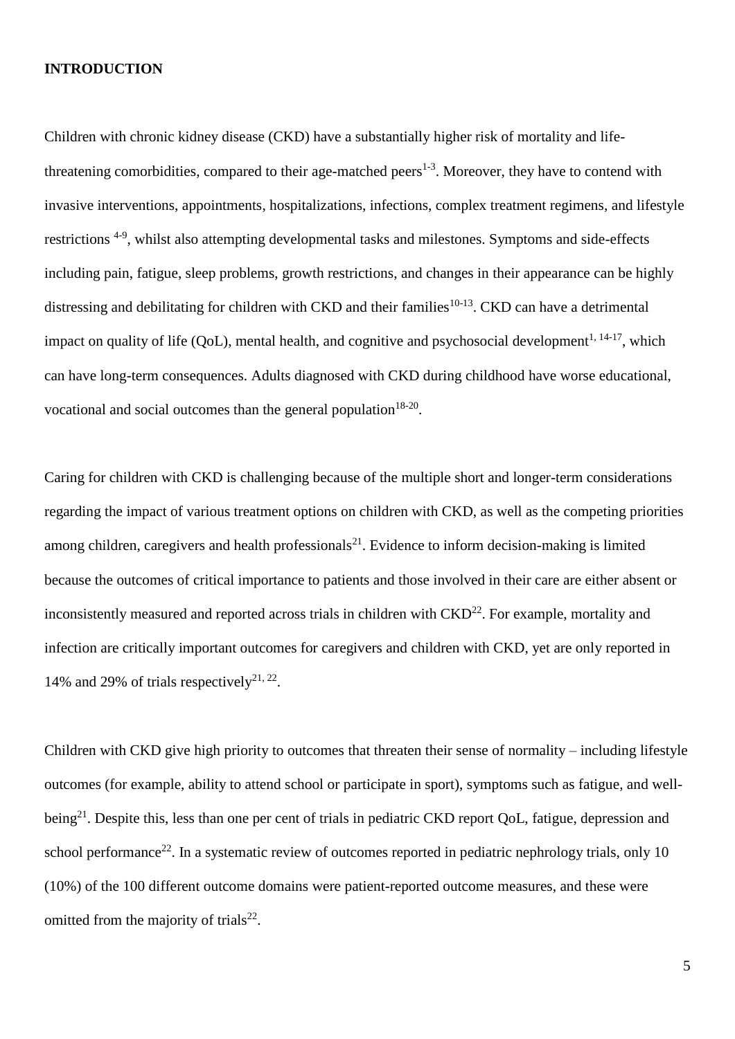## INTRODUCTION

Children with chronic kidney disease (CKD) have a substantially higher risk of mortality and life-threatening comorbidities, compared to their age-matched peers[1-3]. Moreover, they have to contend with invasive interventions, appointments, hospitalizations, infections, complex treatment regimens, and lifestyle restrictions [4-9], whilst also attempting developmental tasks and milestones. Symptoms and side-effects including pain, fatigue, sleep problems, growth restrictions, and changes in their appearance can be highly distressing and debilitating for children with CKD and their families[10-13]. CKD can have a detrimental impact on quality of life (QoL), mental health, and cognitive and psychosocial development[1, 14-17], which can have long-term consequences. Adults diagnosed with CKD during childhood have worse educational, vocational and social outcomes than the general population[18-20].

Caring for children with CKD is challenging because of the multiple short and longer-term considerations regarding the impact of various treatment options on children with CKD, as well as the competing priorities among children, caregivers and health professionals[21]. Evidence to inform decision-making is limited because the outcomes of critical importance to patients and those involved in their care are either absent or inconsistently measured and reported across trials in children with CKD[22]. For example, mortality and infection are critically important outcomes for caregivers and children with CKD, yet are only reported in 14% and 29% of trials respectively[21, 22].

Children with CKD give high priority to outcomes that threaten their sense of normality – including lifestyle outcomes (for example, ability to attend school or participate in sport), symptoms such as fatigue, and well-being[21]. Despite this, less than one per cent of trials in pediatric CKD report QoL, fatigue, depression and school performance[22]. In a systematic review of outcomes reported in pediatric nephrology trials, only 10 (10%) of the 100 different outcome domains were patient-reported outcome measures, and these were omitted from the majority of trials[22].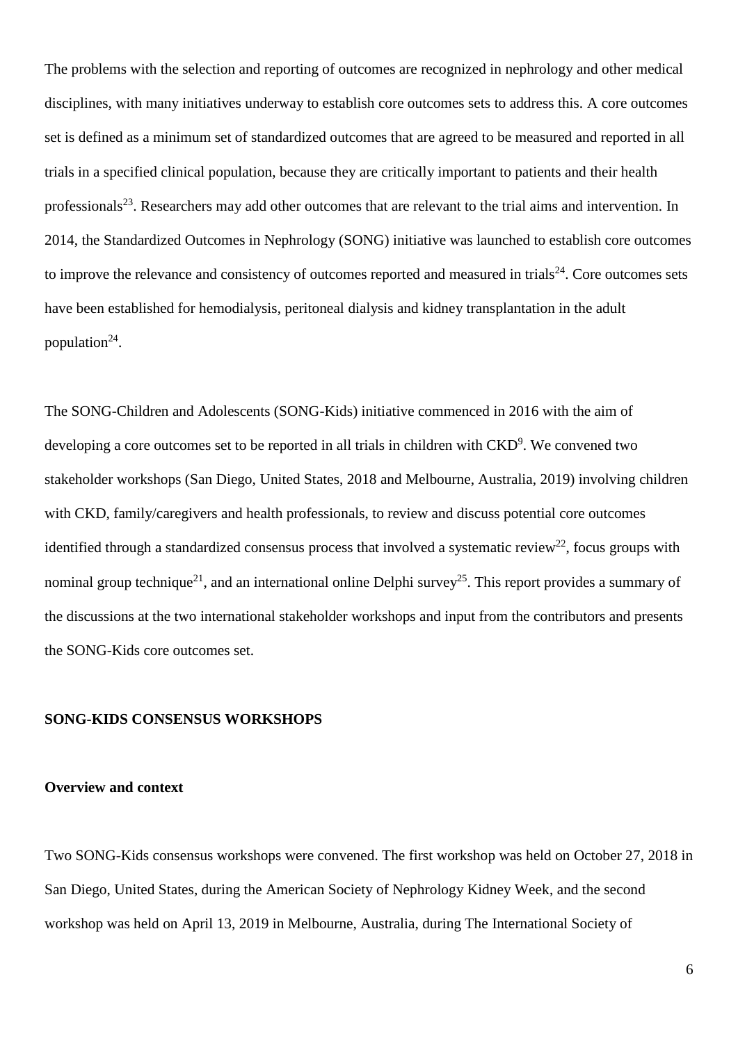The problems with the selection and reporting of outcomes are recognized in nephrology and other medical disciplines, with many initiatives underway to establish core outcomes sets to address this. A core outcomes set is defined as a minimum set of standardized outcomes that are agreed to be measured and reported in all trials in a specified clinical population, because they are critically important to patients and their health professionals[23]. Researchers may add other outcomes that are relevant to the trial aims and intervention. In 2014, the Standardized Outcomes in Nephrology (SONG) initiative was launched to establish core outcomes to improve the relevance and consistency of outcomes reported and measured in trials[24]. Core outcomes sets have been established for hemodialysis, peritoneal dialysis and kidney transplantation in the adult population[24].

The SONG-Children and Adolescents (SONG-Kids) initiative commenced in 2016 with the aim of developing a core outcomes set to be reported in all trials in children with CKD[9]. We convened two stakeholder workshops (San Diego, United States, 2018 and Melbourne, Australia, 2019) involving children with CKD, family/caregivers and health professionals, to review and discuss potential core outcomes identified through a standardized consensus process that involved a systematic review[22], focus groups with nominal group technique[21], and an international online Delphi survey[25]. This report provides a summary of the discussions at the two international stakeholder workshops and input from the contributors and presents the SONG-Kids core outcomes set.

## SONG-KIDS CONSENSUS WORKSHOPS

### Overview and context

Two SONG-Kids consensus workshops were convened. The first workshop was held on October 27, 2018 in San Diego, United States, during the American Society of Nephrology Kidney Week, and the second workshop was held on April 13, 2019 in Melbourne, Australia, during The International Society of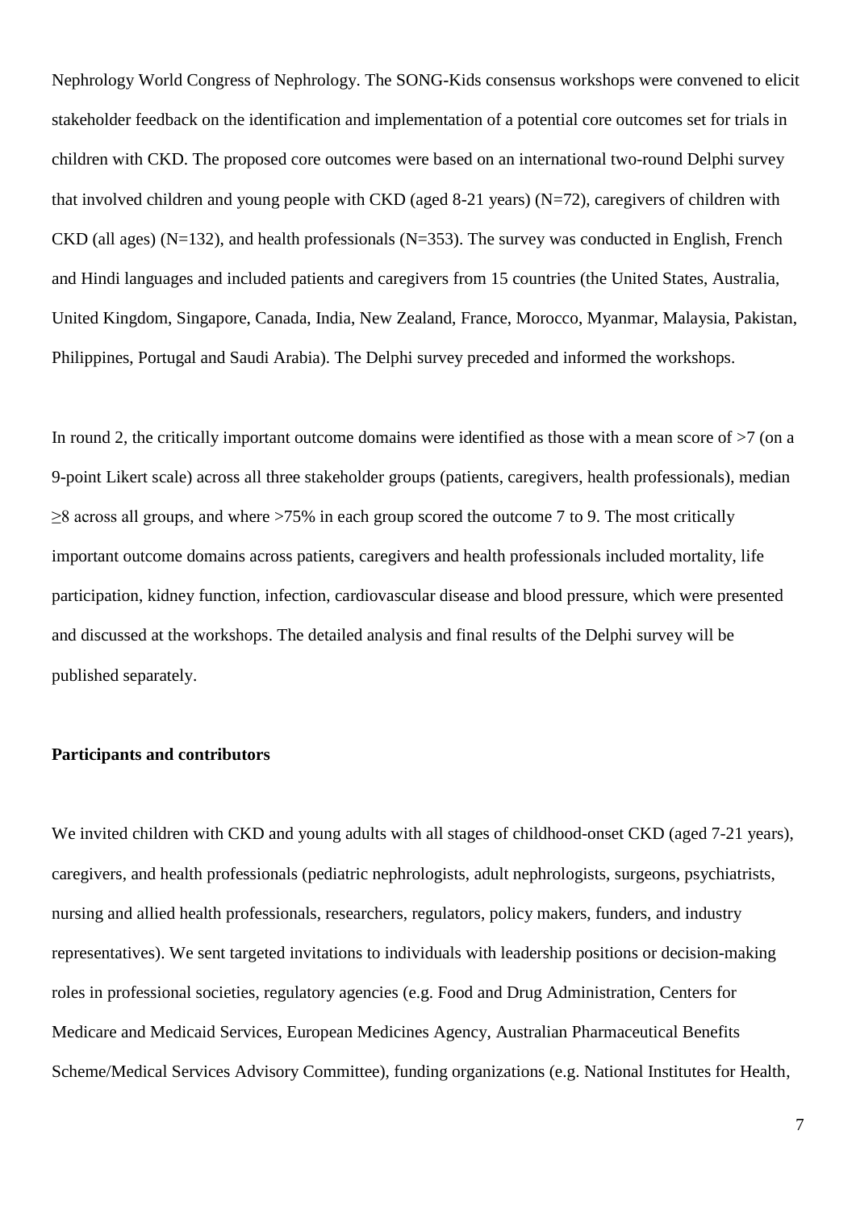Nephrology World Congress of Nephrology. The SONG-Kids consensus workshops were convened to elicit stakeholder feedback on the identification and implementation of a potential core outcomes set for trials in children with CKD. The proposed core outcomes were based on an international two-round Delphi survey that involved children and young people with CKD (aged 8-21 years) (N=72), caregivers of children with CKD (all ages) (N=132), and health professionals (N=353). The survey was conducted in English, French and Hindi languages and included patients and caregivers from 15 countries (the United States, Australia, United Kingdom, Singapore, Canada, India, New Zealand, France, Morocco, Myanmar, Malaysia, Pakistan, Philippines, Portugal and Saudi Arabia). The Delphi survey preceded and informed the workshops.

In round 2, the critically important outcome domains were identified as those with a mean score of >7 (on a 9-point Likert scale) across all three stakeholder groups (patients, caregivers, health professionals), median ≥8 across all groups, and where >75% in each group scored the outcome 7 to 9. The most critically important outcome domains across patients, caregivers and health professionals included mortality, life participation, kidney function, infection, cardiovascular disease and blood pressure, which were presented and discussed at the workshops. The detailed analysis and final results of the Delphi survey will be published separately.

**Participants and contributors**

We invited children with CKD and young adults with all stages of childhood-onset CKD (aged 7-21 years), caregivers, and health professionals (pediatric nephrologists, adult nephrologists, surgeons, psychiatrists, nursing and allied health professionals, researchers, regulators, policy makers, funders, and industry representatives). We sent targeted invitations to individuals with leadership positions or decision-making roles in professional societies, regulatory agencies (e.g. Food and Drug Administration, Centers for Medicare and Medicaid Services, European Medicines Agency, Australian Pharmaceutical Benefits Scheme/Medical Services Advisory Committee), funding organizations (e.g. National Institutes for Health,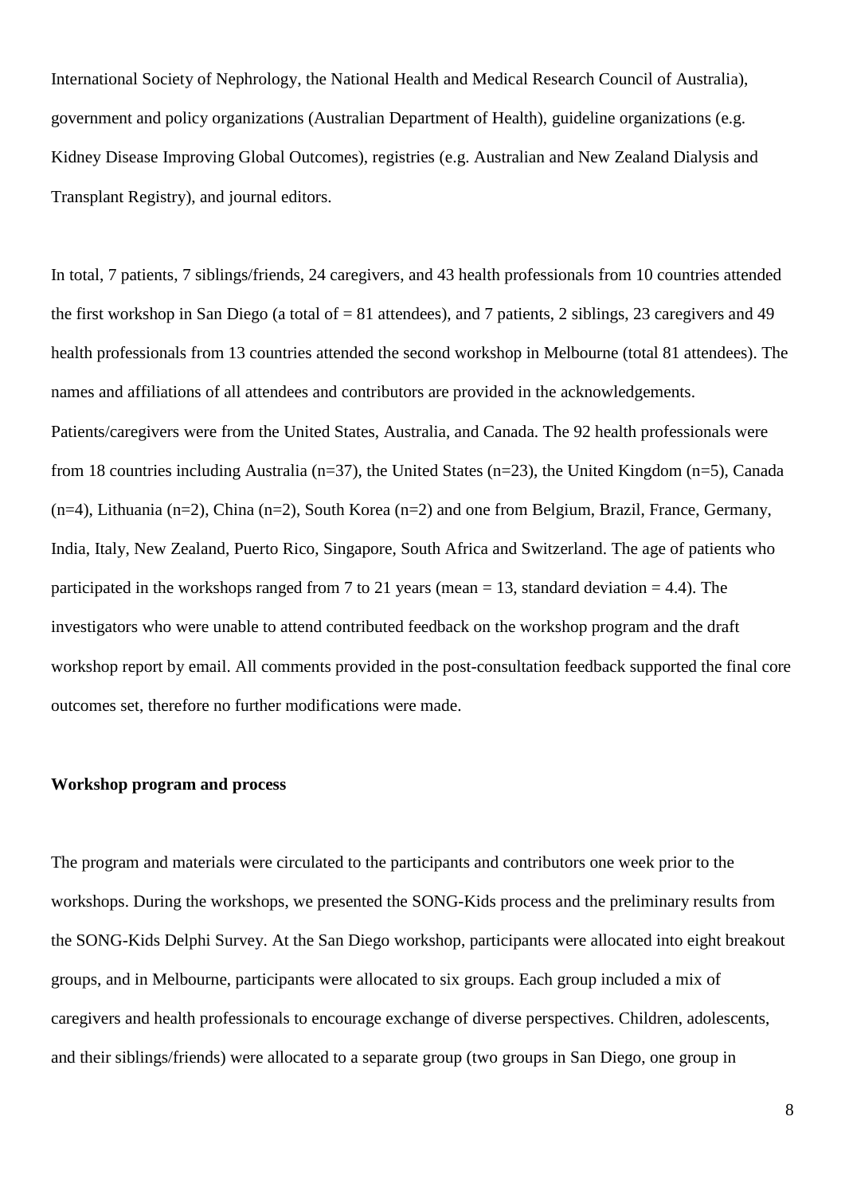International Society of Nephrology, the National Health and Medical Research Council of Australia), government and policy organizations (Australian Department of Health), guideline organizations (e.g. Kidney Disease Improving Global Outcomes), registries (e.g. Australian and New Zealand Dialysis and Transplant Registry), and journal editors.

In total, 7 patients, 7 siblings/friends, 24 caregivers, and 43 health professionals from 10 countries attended the first workshop in San Diego (a total of = 81 attendees), and 7 patients, 2 siblings, 23 caregivers and 49 health professionals from 13 countries attended the second workshop in Melbourne (total 81 attendees). The names and affiliations of all attendees and contributors are provided in the acknowledgements. Patients/caregivers were from the United States, Australia, and Canada. The 92 health professionals were from 18 countries including Australia (n=37), the United States (n=23), the United Kingdom (n=5), Canada (n=4), Lithuania (n=2), China (n=2), South Korea (n=2) and one from Belgium, Brazil, France, Germany, India, Italy, New Zealand, Puerto Rico, Singapore, South Africa and Switzerland. The age of patients who participated in the workshops ranged from 7 to 21 years (mean = 13, standard deviation = 4.4). The investigators who were unable to attend contributed feedback on the workshop program and the draft workshop report by email. All comments provided in the post-consultation feedback supported the final core outcomes set, therefore no further modifications were made.

**Workshop program and process**

The program and materials were circulated to the participants and contributors one week prior to the workshops. During the workshops, we presented the SONG-Kids process and the preliminary results from the SONG-Kids Delphi Survey. At the San Diego workshop, participants were allocated into eight breakout groups, and in Melbourne, participants were allocated to six groups. Each group included a mix of caregivers and health professionals to encourage exchange of diverse perspectives. Children, adolescents, and their siblings/friends) were allocated to a separate group (two groups in San Diego, one group in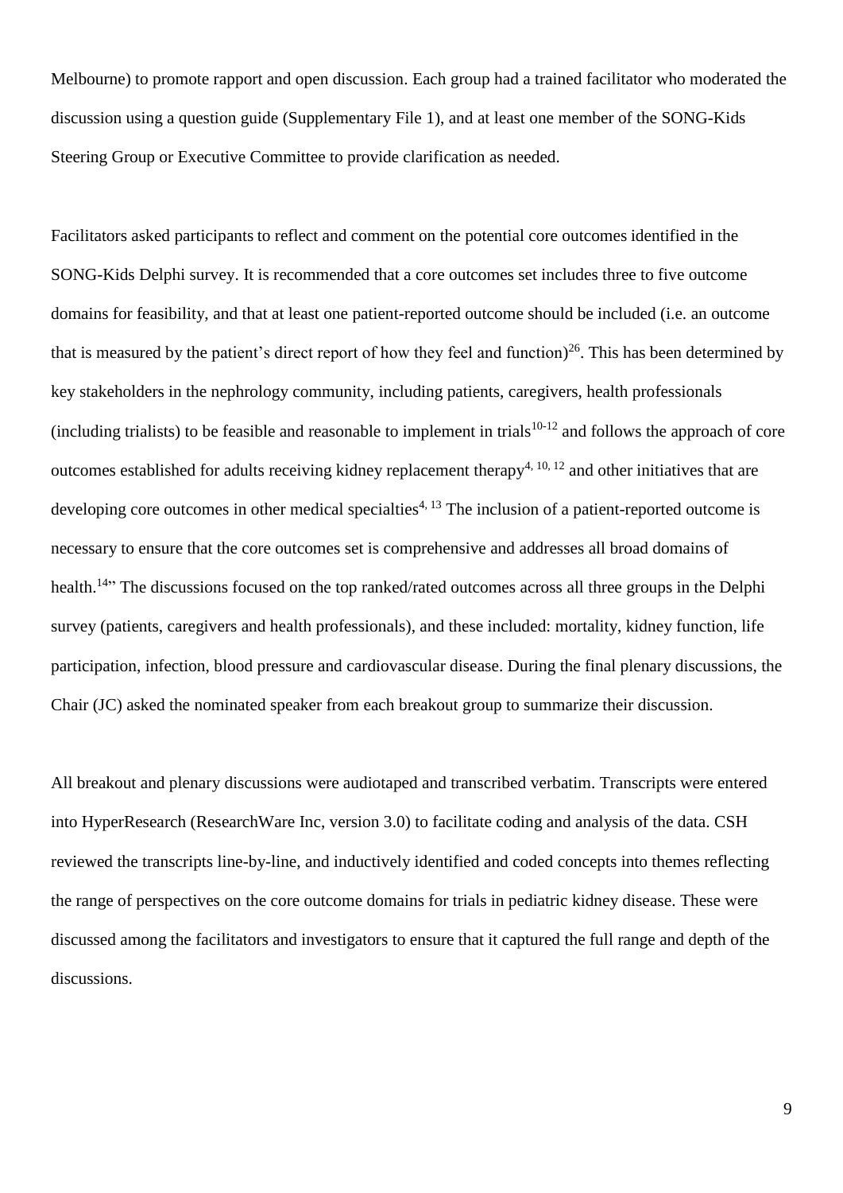Melbourne) to promote rapport and open discussion. Each group had a trained facilitator who moderated the discussion using a question guide (Supplementary File 1), and at least one member of the SONG-Kids Steering Group or Executive Committee to provide clarification as needed.

Facilitators asked participants to reflect and comment on the potential core outcomes identified in the SONG-Kids Delphi survey. It is recommended that a core outcomes set includes three to five outcome domains for feasibility, and that at least one patient-reported outcome should be included (i.e. an outcome that is measured by the patient's direct report of how they feel and function)[26]. This has been determined by key stakeholders in the nephrology community, including patients, caregivers, health professionals (including trialists) to be feasible and reasonable to implement in trials[10-12] and follows the approach of core outcomes established for adults receiving kidney replacement therapy[4, 10, 12] and other initiatives that are developing core outcomes in other medical specialties[4, 13] The inclusion of a patient-reported outcome is necessary to ensure that the core outcomes set is comprehensive and addresses all broad domains of health.[14]" The discussions focused on the top ranked/rated outcomes across all three groups in the Delphi survey (patients, caregivers and health professionals), and these included: mortality, kidney function, life participation, infection, blood pressure and cardiovascular disease. During the final plenary discussions, the Chair (JC) asked the nominated speaker from each breakout group to summarize their discussion.

All breakout and plenary discussions were audiotaped and transcribed verbatim. Transcripts were entered into HyperResearch (ResearchWare Inc, version 3.0) to facilitate coding and analysis of the data. CSH reviewed the transcripts line-by-line, and inductively identified and coded concepts into themes reflecting the range of perspectives on the core outcome domains for trials in pediatric kidney disease. These were discussed among the facilitators and investigators to ensure that it captured the full range and depth of the discussions.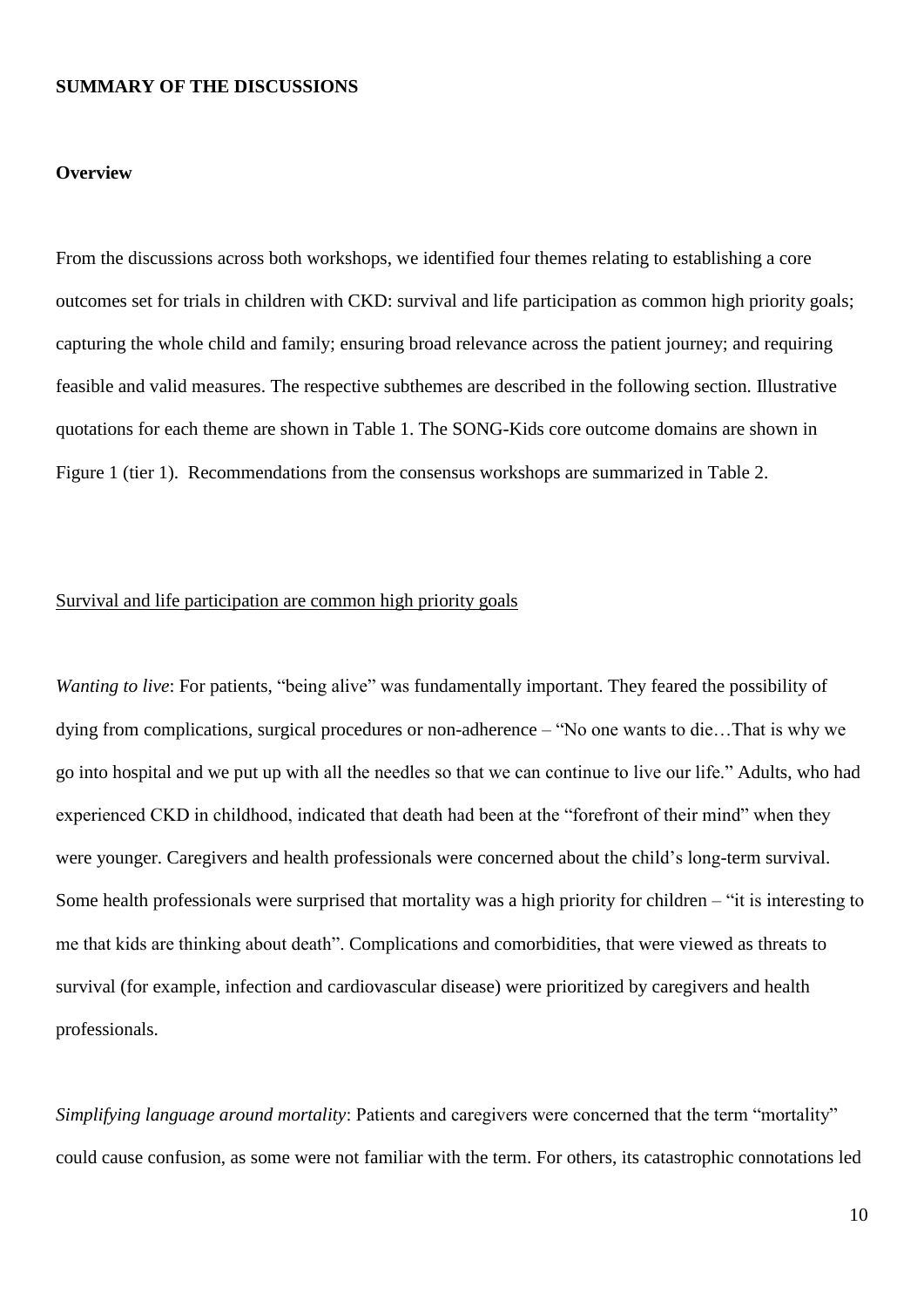## SUMMARY OF THE DISCUSSIONS

### Overview

From the discussions across both workshops, we identified four themes relating to establishing a core outcomes set for trials in children with CKD: survival and life participation as common high priority goals; capturing the whole child and family; ensuring broad relevance across the patient journey; and requiring feasible and valid measures. The respective subthemes are described in the following section. Illustrative quotations for each theme are shown in Table 1. The SONG-Kids core outcome domains are shown in Figure 1 (tier 1). Recommendations from the consensus workshops are summarized in Table 2.

<u>Survival and life participation are common high priority goals</u>

*Wanting to live*: For patients, "being alive" was fundamentally important. They feared the possibility of dying from complications, surgical procedures or non-adherence – "No one wants to die…That is why we go into hospital and we put up with all the needles so that we can continue to live our life." Adults, who had experienced CKD in childhood, indicated that death had been at the "forefront of their mind" when they were younger. Caregivers and health professionals were concerned about the child's long-term survival. Some health professionals were surprised that mortality was a high priority for children – "it is interesting to me that kids are thinking about death". Complications and comorbidities, that were viewed as threats to survival (for example, infection and cardiovascular disease) were prioritized by caregivers and health professionals.

*Simplifying language around mortality*: Patients and caregivers were concerned that the term "mortality" could cause confusion, as some were not familiar with the term. For others, its catastrophic connotations led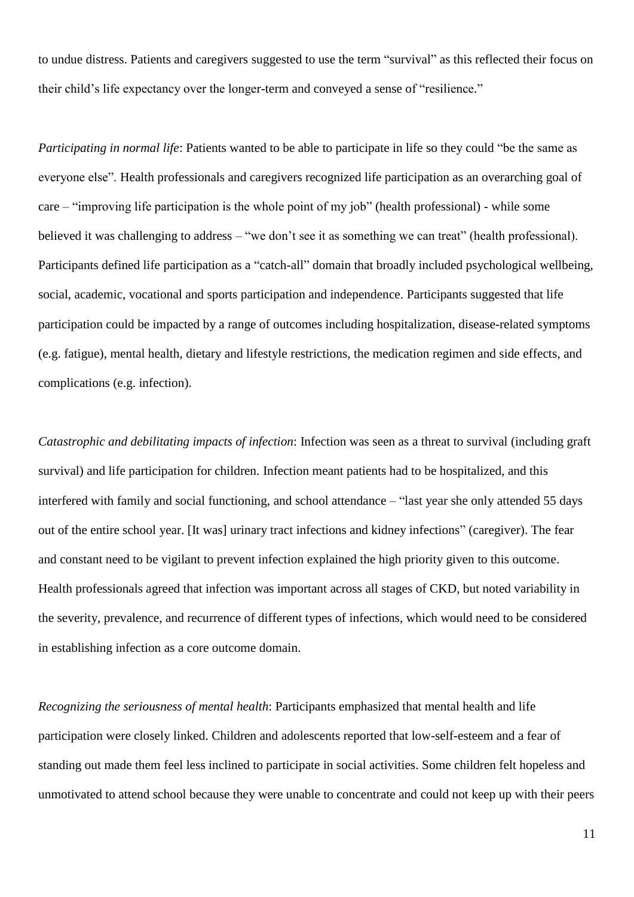to undue distress. Patients and caregivers suggested to use the term "survival" as this reflected their focus on their child's life expectancy over the longer-term and conveyed a sense of "resilience."

*Participating in normal life*: Patients wanted to be able to participate in life so they could "be the same as everyone else". Health professionals and caregivers recognized life participation as an overarching goal of care – "improving life participation is the whole point of my job" (health professional) - while some believed it was challenging to address – "we don't see it as something we can treat" (health professional). Participants defined life participation as a "catch-all" domain that broadly included psychological wellbeing, social, academic, vocational and sports participation and independence. Participants suggested that life participation could be impacted by a range of outcomes including hospitalization, disease-related symptoms (e.g. fatigue), mental health, dietary and lifestyle restrictions, the medication regimen and side effects, and complications (e.g. infection).

*Catastrophic and debilitating impacts of infection*: Infection was seen as a threat to survival (including graft survival) and life participation for children. Infection meant patients had to be hospitalized, and this interfered with family and social functioning, and school attendance – "last year she only attended 55 days out of the entire school year. [It was] urinary tract infections and kidney infections" (caregiver). The fear and constant need to be vigilant to prevent infection explained the high priority given to this outcome. Health professionals agreed that infection was important across all stages of CKD, but noted variability in the severity, prevalence, and recurrence of different types of infections, which would need to be considered in establishing infection as a core outcome domain.

*Recognizing the seriousness of mental health*: Participants emphasized that mental health and life participation were closely linked. Children and adolescents reported that low-self-esteem and a fear of standing out made them feel less inclined to participate in social activities. Some children felt hopeless and unmotivated to attend school because they were unable to concentrate and could not keep up with their peers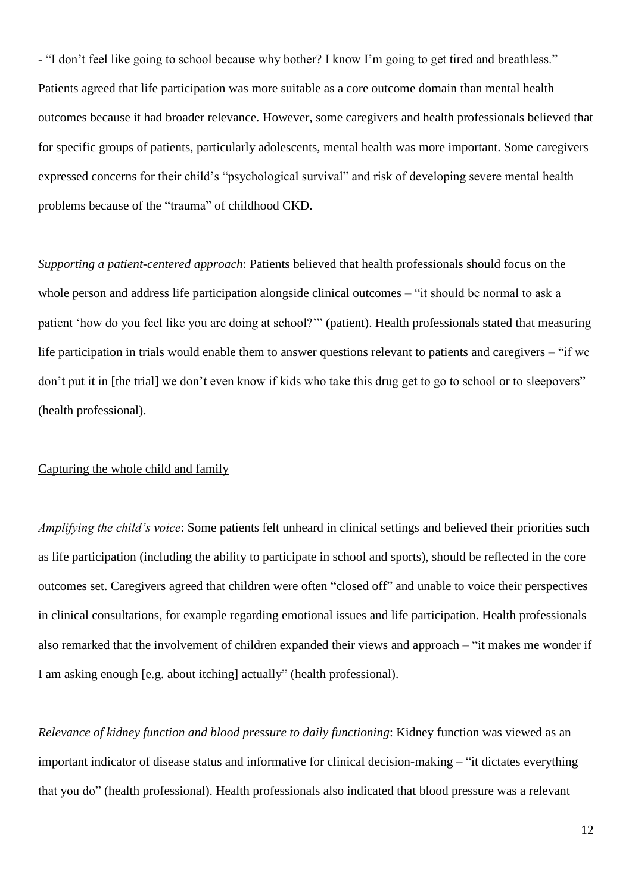- "I don't feel like going to school because why bother? I know I'm going to get tired and breathless." Patients agreed that life participation was more suitable as a core outcome domain than mental health outcomes because it had broader relevance. However, some caregivers and health professionals believed that for specific groups of patients, particularly adolescents, mental health was more important. Some caregivers expressed concerns for their child's "psychological survival" and risk of developing severe mental health problems because of the "trauma" of childhood CKD.

*Supporting a patient-centered approach*: Patients believed that health professionals should focus on the whole person and address life participation alongside clinical outcomes – "it should be normal to ask a patient 'how do you feel like you are doing at school?'" (patient). Health professionals stated that measuring life participation in trials would enable them to answer questions relevant to patients and caregivers – "if we don't put it in [the trial] we don't even know if kids who take this drug get to go to school or to sleepovers" (health professional).

<u>Capturing the whole child and family</u>

*Amplifying the child's voice*: Some patients felt unheard in clinical settings and believed their priorities such as life participation (including the ability to participate in school and sports), should be reflected in the core outcomes set. Caregivers agreed that children were often "closed off" and unable to voice their perspectives in clinical consultations, for example regarding emotional issues and life participation. Health professionals also remarked that the involvement of children expanded their views and approach – "it makes me wonder if I am asking enough [e.g. about itching] actually" (health professional).

*Relevance of kidney function and blood pressure to daily functioning*: Kidney function was viewed as an important indicator of disease status and informative for clinical decision-making – "it dictates everything that you do" (health professional). Health professionals also indicated that blood pressure was a relevant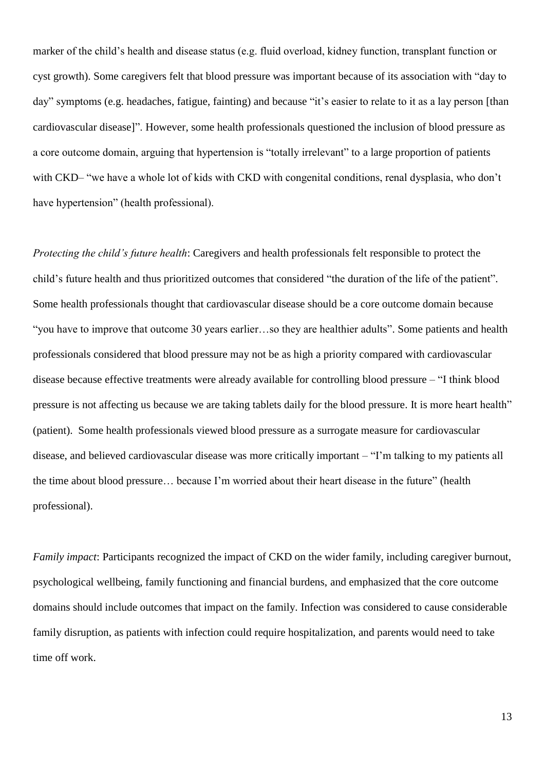marker of the child's health and disease status (e.g. fluid overload, kidney function, transplant function or cyst growth). Some caregivers felt that blood pressure was important because of its association with "day to day" symptoms (e.g. headaches, fatigue, fainting) and because "it's easier to relate to it as a lay person [than cardiovascular disease]". However, some health professionals questioned the inclusion of blood pressure as a core outcome domain, arguing that hypertension is "totally irrelevant" to a large proportion of patients with CKD– "we have a whole lot of kids with CKD with congenital conditions, renal dysplasia, who don't have hypertension" (health professional).

*Protecting the child's future health*: Caregivers and health professionals felt responsible to protect the child's future health and thus prioritized outcomes that considered "the duration of the life of the patient". Some health professionals thought that cardiovascular disease should be a core outcome domain because "you have to improve that outcome 30 years earlier…so they are healthier adults". Some patients and health professionals considered that blood pressure may not be as high a priority compared with cardiovascular disease because effective treatments were already available for controlling blood pressure – "I think blood pressure is not affecting us because we are taking tablets daily for the blood pressure. It is more heart health" (patient). Some health professionals viewed blood pressure as a surrogate measure for cardiovascular disease, and believed cardiovascular disease was more critically important – "I'm talking to my patients all the time about blood pressure… because I'm worried about their heart disease in the future" (health professional).

*Family impact*: Participants recognized the impact of CKD on the wider family, including caregiver burnout, psychological wellbeing, family functioning and financial burdens, and emphasized that the core outcome domains should include outcomes that impact on the family. Infection was considered to cause considerable family disruption, as patients with infection could require hospitalization, and parents would need to take time off work.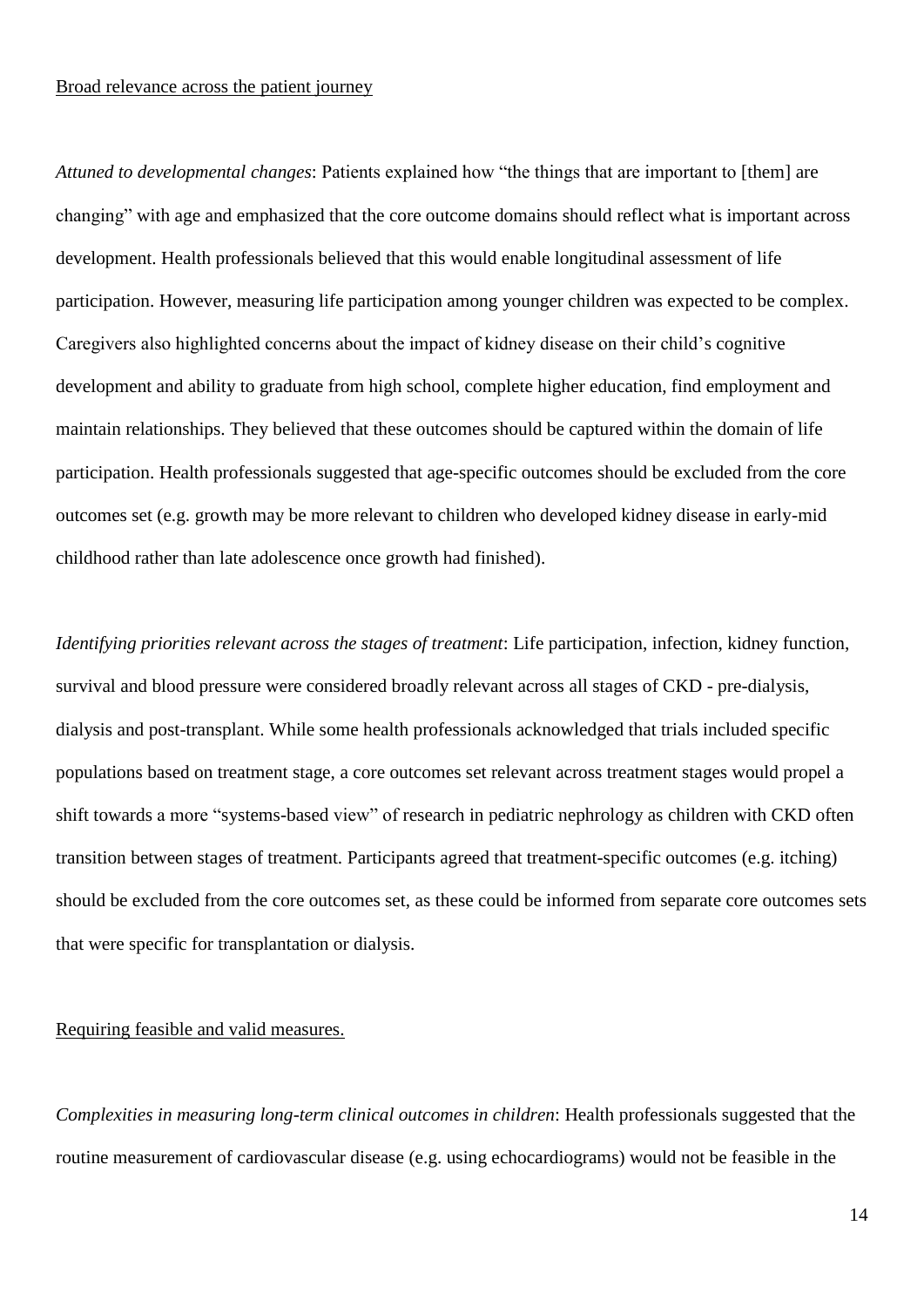Broad relevance across the patient journey

*Attuned to developmental changes*: Patients explained how "the things that are important to [them] are changing" with age and emphasized that the core outcome domains should reflect what is important across development. Health professionals believed that this would enable longitudinal assessment of life participation. However, measuring life participation among younger children was expected to be complex. Caregivers also highlighted concerns about the impact of kidney disease on their child's cognitive development and ability to graduate from high school, complete higher education, find employment and maintain relationships. They believed that these outcomes should be captured within the domain of life participation. Health professionals suggested that age-specific outcomes should be excluded from the core outcomes set (e.g. growth may be more relevant to children who developed kidney disease in early-mid childhood rather than late adolescence once growth had finished).

*Identifying priorities relevant across the stages of treatment*: Life participation, infection, kidney function, survival and blood pressure were considered broadly relevant across all stages of CKD - pre-dialysis, dialysis and post-transplant. While some health professionals acknowledged that trials included specific populations based on treatment stage, a core outcomes set relevant across treatment stages would propel a shift towards a more "systems-based view" of research in pediatric nephrology as children with CKD often transition between stages of treatment. Participants agreed that treatment-specific outcomes (e.g. itching) should be excluded from the core outcomes set, as these could be informed from separate core outcomes sets that were specific for transplantation or dialysis.

Requiring feasible and valid measures.

*Complexities in measuring long-term clinical outcomes in children*: Health professionals suggested that the routine measurement of cardiovascular disease (e.g. using echocardiograms) would not be feasible in the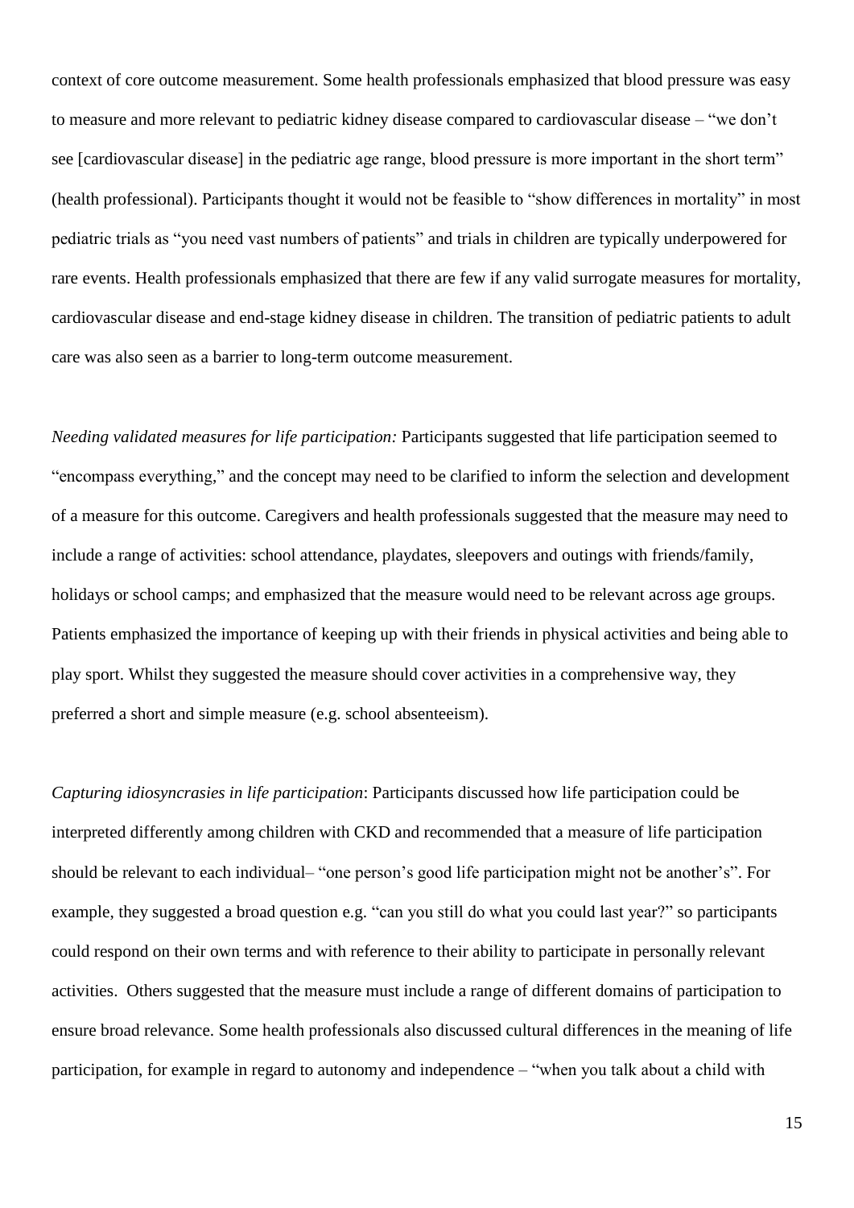context of core outcome measurement. Some health professionals emphasized that blood pressure was easy to measure and more relevant to pediatric kidney disease compared to cardiovascular disease – "we don't see [cardiovascular disease] in the pediatric age range, blood pressure is more important in the short term" (health professional). Participants thought it would not be feasible to "show differences in mortality" in most pediatric trials as "you need vast numbers of patients" and trials in children are typically underpowered for rare events. Health professionals emphasized that there are few if any valid surrogate measures for mortality, cardiovascular disease and end-stage kidney disease in children. The transition of pediatric patients to adult care was also seen as a barrier to long-term outcome measurement.

*Needing validated measures for life participation:* Participants suggested that life participation seemed to "encompass everything," and the concept may need to be clarified to inform the selection and development of a measure for this outcome. Caregivers and health professionals suggested that the measure may need to include a range of activities: school attendance, playdates, sleepovers and outings with friends/family, holidays or school camps; and emphasized that the measure would need to be relevant across age groups. Patients emphasized the importance of keeping up with their friends in physical activities and being able to play sport. Whilst they suggested the measure should cover activities in a comprehensive way, they preferred a short and simple measure (e.g. school absenteeism).

*Capturing idiosyncrasies in life participation*: Participants discussed how life participation could be interpreted differently among children with CKD and recommended that a measure of life participation should be relevant to each individual– "one person's good life participation might not be another's". For example, they suggested a broad question e.g. "can you still do what you could last year?" so participants could respond on their own terms and with reference to their ability to participate in personally relevant activities. Others suggested that the measure must include a range of different domains of participation to ensure broad relevance. Some health professionals also discussed cultural differences in the meaning of life participation, for example in regard to autonomy and independence – "when you talk about a child with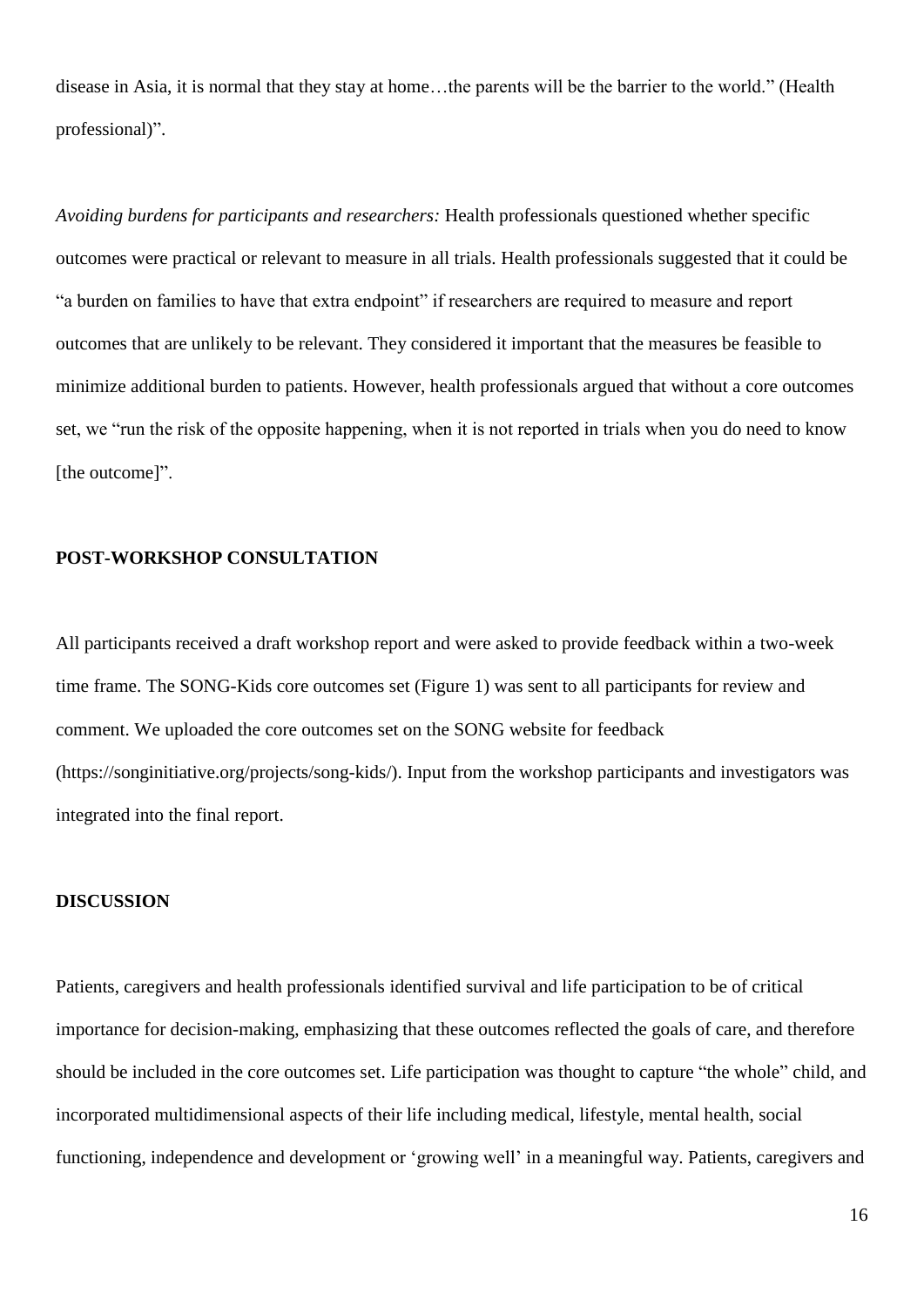disease in Asia, it is normal that they stay at home…the parents will be the barrier to the world." (Health professional)".

*Avoiding burdens for participants and researchers:* Health professionals questioned whether specific outcomes were practical or relevant to measure in all trials. Health professionals suggested that it could be "a burden on families to have that extra endpoint" if researchers are required to measure and report outcomes that are unlikely to be relevant. They considered it important that the measures be feasible to minimize additional burden to patients. However, health professionals argued that without a core outcomes set, we "run the risk of the opposite happening, when it is not reported in trials when you do need to know [the outcome]".

**POST-WORKSHOP CONSULTATION**

All participants received a draft workshop report and were asked to provide feedback within a two-week time frame. The SONG-Kids core outcomes set (Figure 1) was sent to all participants for review and comment. We uploaded the core outcomes set on the SONG website for feedback (https://songinitiative.org/projects/song-kids/). Input from the workshop participants and investigators was integrated into the final report.

**DISCUSSION**

Patients, caregivers and health professionals identified survival and life participation to be of critical importance for decision-making, emphasizing that these outcomes reflected the goals of care, and therefore should be included in the core outcomes set. Life participation was thought to capture "the whole" child, and incorporated multidimensional aspects of their life including medical, lifestyle, mental health, social functioning, independence and development or 'growing well' in a meaningful way. Patients, caregivers and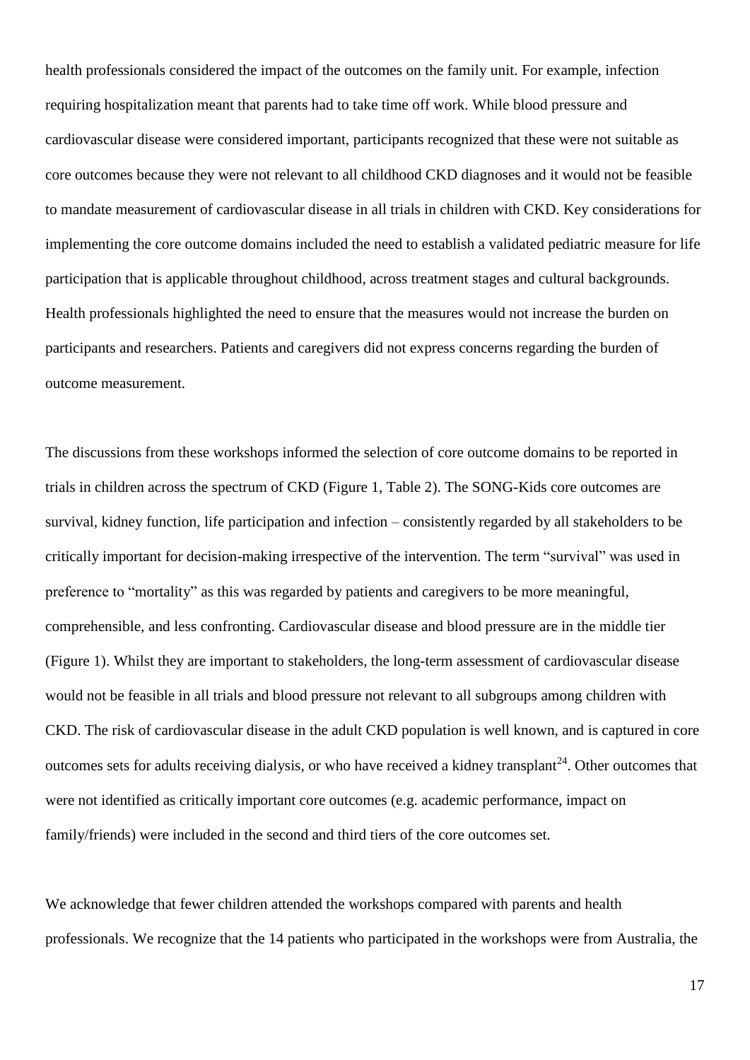health professionals considered the impact of the outcomes on the family unit. For example, infection requiring hospitalization meant that parents had to take time off work. While blood pressure and cardiovascular disease were considered important, participants recognized that these were not suitable as core outcomes because they were not relevant to all childhood CKD diagnoses and it would not be feasible to mandate measurement of cardiovascular disease in all trials in children with CKD. Key considerations for implementing the core outcome domains included the need to establish a validated pediatric measure for life participation that is applicable throughout childhood, across treatment stages and cultural backgrounds. Health professionals highlighted the need to ensure that the measures would not increase the burden on participants and researchers. Patients and caregivers did not express concerns regarding the burden of outcome measurement.

The discussions from these workshops informed the selection of core outcome domains to be reported in trials in children across the spectrum of CKD (Figure 1, Table 2). The SONG-Kids core outcomes are survival, kidney function, life participation and infection – consistently regarded by all stakeholders to be critically important for decision-making irrespective of the intervention. The term "survival" was used in preference to "mortality" as this was regarded by patients and caregivers to be more meaningful, comprehensible, and less confronting. Cardiovascular disease and blood pressure are in the middle tier (Figure 1). Whilst they are important to stakeholders, the long-term assessment of cardiovascular disease would not be feasible in all trials and blood pressure not relevant to all subgroups among children with CKD. The risk of cardiovascular disease in the adult CKD population is well known, and is captured in core outcomes sets for adults receiving dialysis, or who have received a kidney transplant[24]. Other outcomes that were not identified as critically important core outcomes (e.g. academic performance, impact on family/friends) were included in the second and third tiers of the core outcomes set.

We acknowledge that fewer children attended the workshops compared with parents and health professionals. We recognize that the 14 patients who participated in the workshops were from Australia, the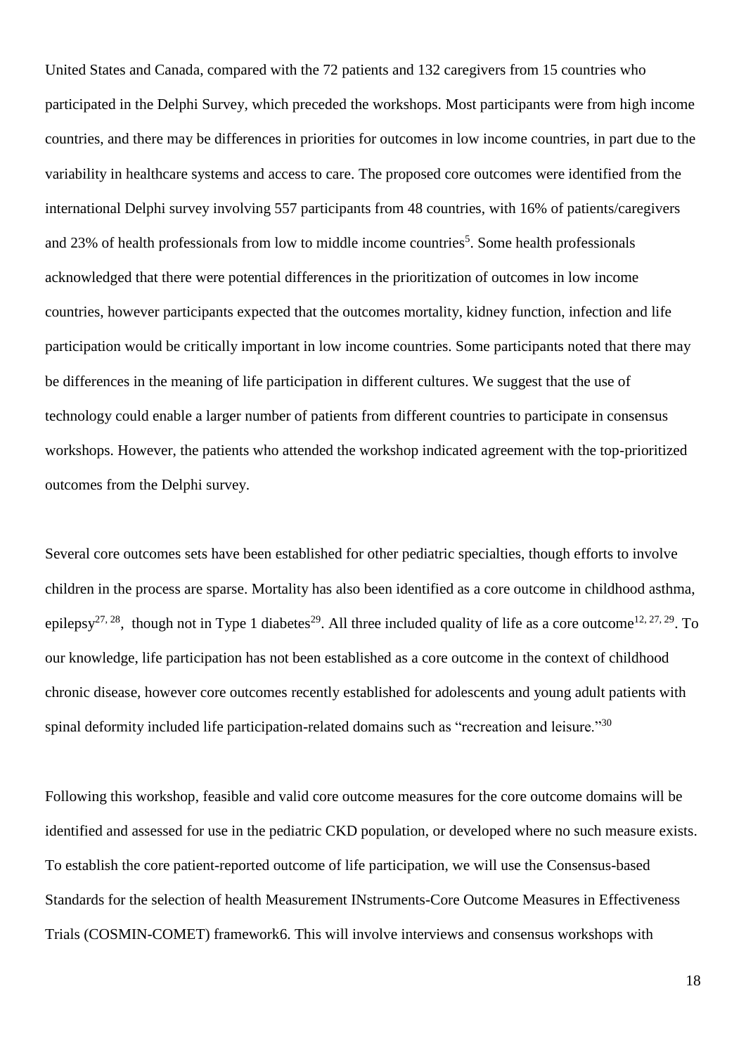United States and Canada, compared with the 72 patients and 132 caregivers from 15 countries who participated in the Delphi Survey, which preceded the workshops. Most participants were from high income countries, and there may be differences in priorities for outcomes in low income countries, in part due to the variability in healthcare systems and access to care. The proposed core outcomes were identified from the international Delphi survey involving 557 participants from 48 countries, with 16% of patients/caregivers and 23% of health professionals from low to middle income countries[5]. Some health professionals acknowledged that there were potential differences in the prioritization of outcomes in low income countries, however participants expected that the outcomes mortality, kidney function, infection and life participation would be critically important in low income countries. Some participants noted that there may be differences in the meaning of life participation in different cultures. We suggest that the use of technology could enable a larger number of patients from different countries to participate in consensus workshops. However, the patients who attended the workshop indicated agreement with the top-prioritized outcomes from the Delphi survey.

Several core outcomes sets have been established for other pediatric specialties, though efforts to involve children in the process are sparse. Mortality has also been identified as a core outcome in childhood asthma, epilepsy[27, 28], though not in Type 1 diabetes[29]. All three included quality of life as a core outcome[12, 27, 29]. To our knowledge, life participation has not been established as a core outcome in the context of childhood chronic disease, however core outcomes recently established for adolescents and young adult patients with spinal deformity included life participation-related domains such as "recreation and leisure."[30]

Following this workshop, feasible and valid core outcome measures for the core outcome domains will be identified and assessed for use in the pediatric CKD population, or developed where no such measure exists. To establish the core patient-reported outcome of life participation, we will use the Consensus-based Standards for the selection of health Measurement INstruments-Core Outcome Measures in Effectiveness Trials (COSMIN-COMET) framework6. This will involve interviews and consensus workshops with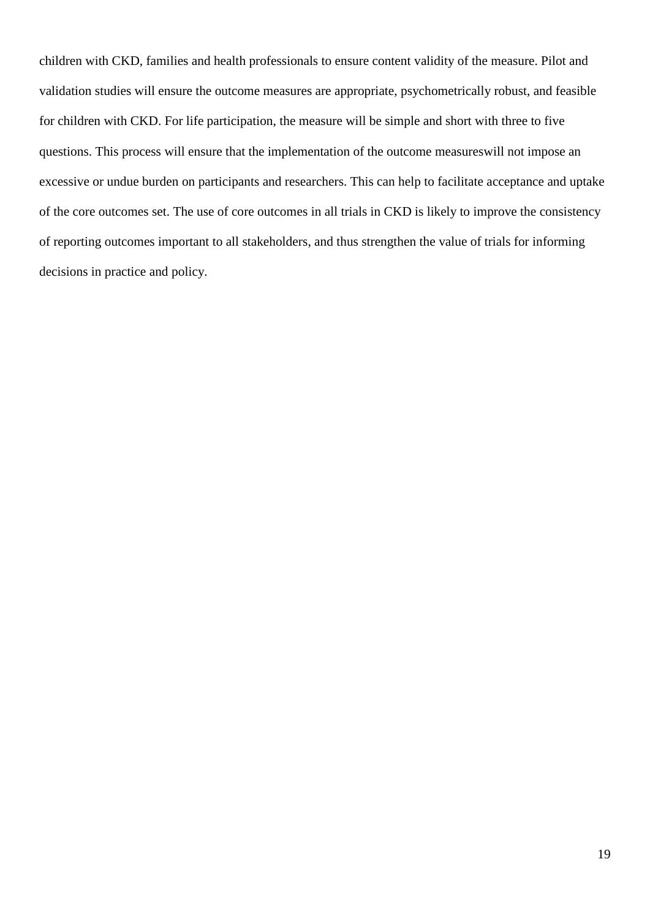children with CKD, families and health professionals to ensure content validity of the measure. Pilot and validation studies will ensure the outcome measures are appropriate, psychometrically robust, and feasible for children with CKD. For life participation, the measure will be simple and short with three to five questions. This process will ensure that the implementation of the outcome measureswill not impose an excessive or undue burden on participants and researchers. This can help to facilitate acceptance and uptake of the core outcomes set. The use of core outcomes in all trials in CKD is likely to improve the consistency of reporting outcomes important to all stakeholders, and thus strengthen the value of trials for informing decisions in practice and policy.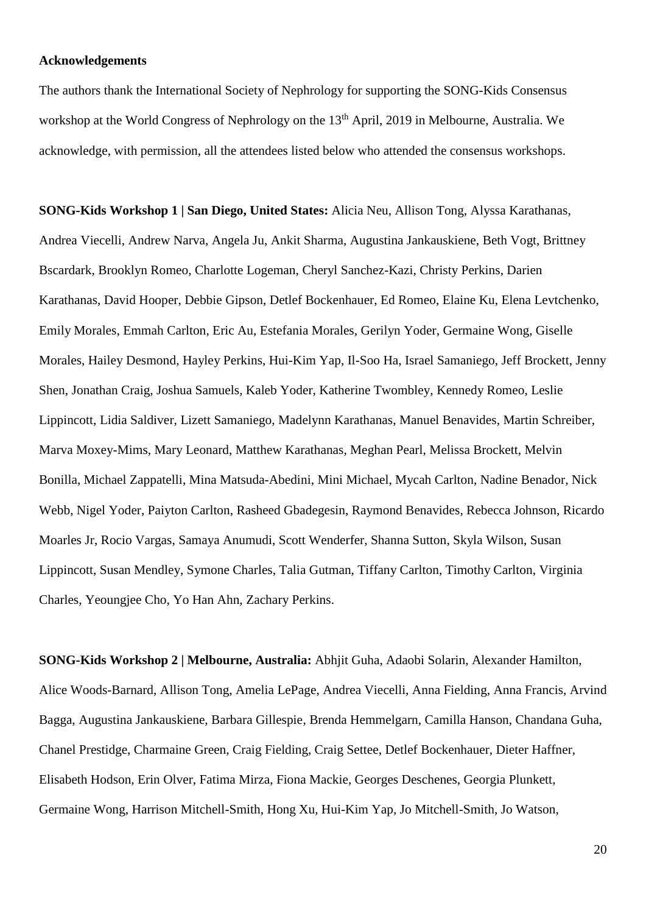**Acknowledgements**

The authors thank the International Society of Nephrology for supporting the SONG-Kids Consensus workshop at the World Congress of Nephrology on the 13th April, 2019 in Melbourne, Australia. We acknowledge, with permission, all the attendees listed below who attended the consensus workshops.

**SONG-Kids Workshop 1 | San Diego, United States:** Alicia Neu, Allison Tong, Alyssa Karathanas, Andrea Viecelli, Andrew Narva, Angela Ju, Ankit Sharma, Augustina Jankauskiene, Beth Vogt, Brittney Bscardark, Brooklyn Romeo, Charlotte Logeman, Cheryl Sanchez-Kazi, Christy Perkins, Darien Karathanas, David Hooper, Debbie Gipson, Detlef Bockenhauer, Ed Romeo, Elaine Ku, Elena Levtchenko, Emily Morales, Emmah Carlton, Eric Au, Estefania Morales, Gerilyn Yoder, Germaine Wong, Giselle Morales, Hailey Desmond, Hayley Perkins, Hui-Kim Yap, Il-Soo Ha, Israel Samaniego, Jeff Brockett, Jenny Shen, Jonathan Craig, Joshua Samuels, Kaleb Yoder, Katherine Twombley, Kennedy Romeo, Leslie Lippincott, Lidia Saldiver, Lizett Samaniego, Madelynn Karathanas, Manuel Benavides, Martin Schreiber, Marva Moxey-Mims, Mary Leonard, Matthew Karathanas, Meghan Pearl, Melissa Brockett, Melvin Bonilla, Michael Zappatelli, Mina Matsuda-Abedini, Mini Michael, Mycah Carlton, Nadine Benador, Nick Webb, Nigel Yoder, Paiyton Carlton, Rasheed Gbadegesin, Raymond Benavides, Rebecca Johnson, Ricardo Moarles Jr, Rocio Vargas, Samaya Anumudi, Scott Wenderfer, Shanna Sutton, Skyla Wilson, Susan Lippincott, Susan Mendley, Symone Charles, Talia Gutman, Tiffany Carlton, Timothy Carlton, Virginia Charles, Yeoungjee Cho, Yo Han Ahn, Zachary Perkins.

**SONG-Kids Workshop 2 | Melbourne, Australia:** Abhjit Guha, Adaobi Solarin, Alexander Hamilton, Alice Woods-Barnard, Allison Tong, Amelia LePage, Andrea Viecelli, Anna Fielding, Anna Francis, Arvind Bagga, Augustina Jankauskiene, Barbara Gillespie, Brenda Hemmelgarn, Camilla Hanson, Chandana Guha, Chanel Prestidge, Charmaine Green, Craig Fielding, Craig Settee, Detlef Bockenhauer, Dieter Haffner, Elisabeth Hodson, Erin Olver, Fatima Mirza, Fiona Mackie, Georges Deschenes, Georgia Plunkett, Germaine Wong, Harrison Mitchell-Smith, Hong Xu, Hui-Kim Yap, Jo Mitchell-Smith, Jo Watson,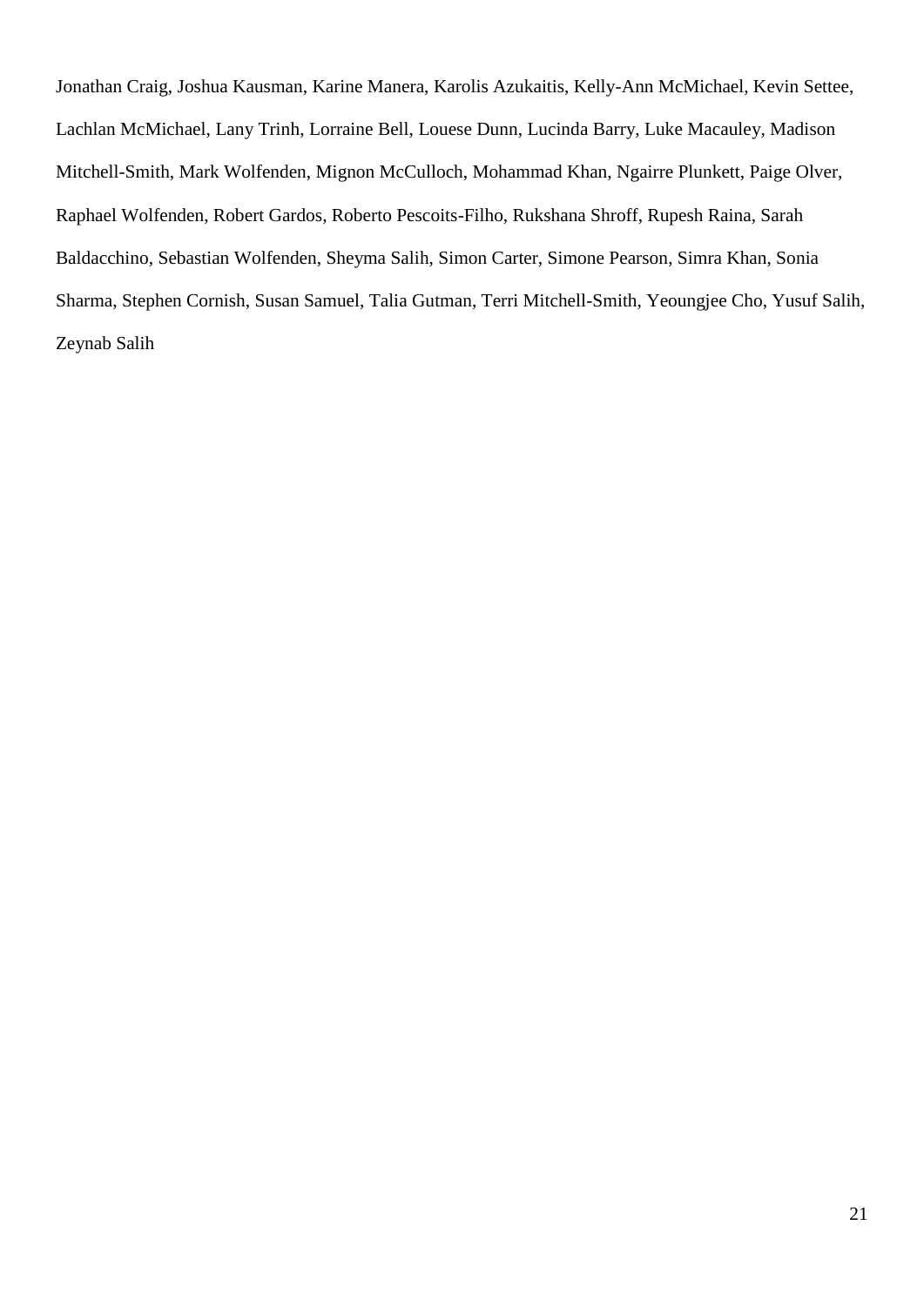Jonathan Craig, Joshua Kausman, Karine Manera, Karolis Azukaitis, Kelly-Ann McMichael, Kevin Settee, Lachlan McMichael, Lany Trinh, Lorraine Bell, Louese Dunn, Lucinda Barry, Luke Macauley, Madison Mitchell-Smith, Mark Wolfenden, Mignon McCulloch, Mohammad Khan, Ngairre Plunkett, Paige Olver, Raphael Wolfenden, Robert Gardos, Roberto Pescoits-Filho, Rukshana Shroff, Rupesh Raina, Sarah Baldacchino, Sebastian Wolfenden, Sheyma Salih, Simon Carter, Simone Pearson, Simra Khan, Sonia Sharma, Stephen Cornish, Susan Samuel, Talia Gutman, Terri Mitchell-Smith, Yeoungjee Cho, Yusuf Salih, Zeynab Salih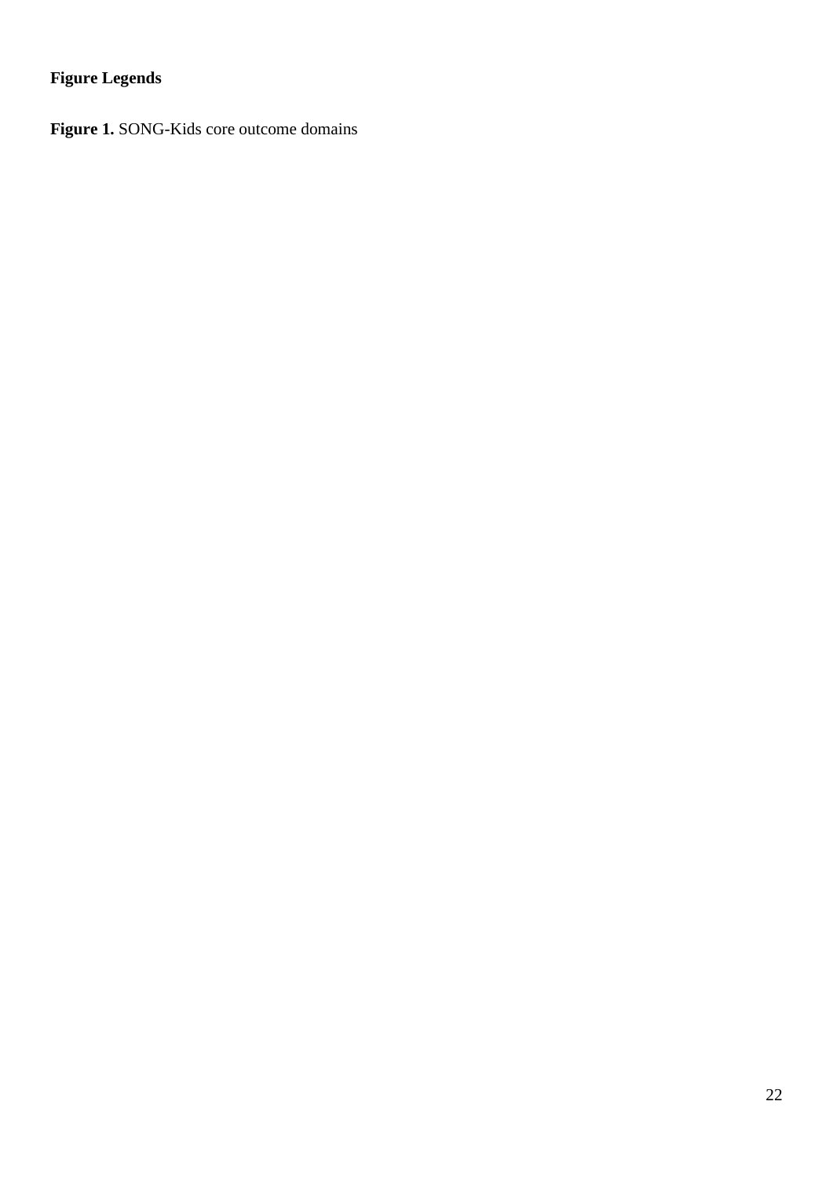**Figure Legends**

**Figure 1.** SONG-Kids core outcome domains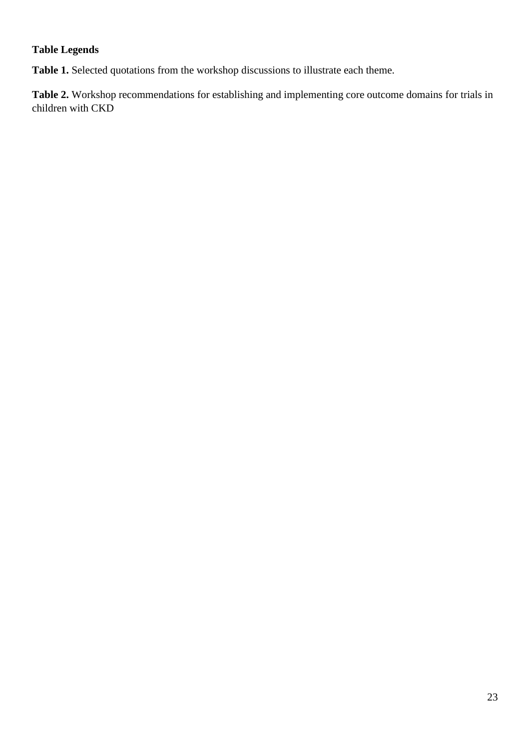**Table Legends**

**Table 1.** Selected quotations from the workshop discussions to illustrate each theme.

**Table 2.** Workshop recommendations for establishing and implementing core outcome domains for trials in children with CKD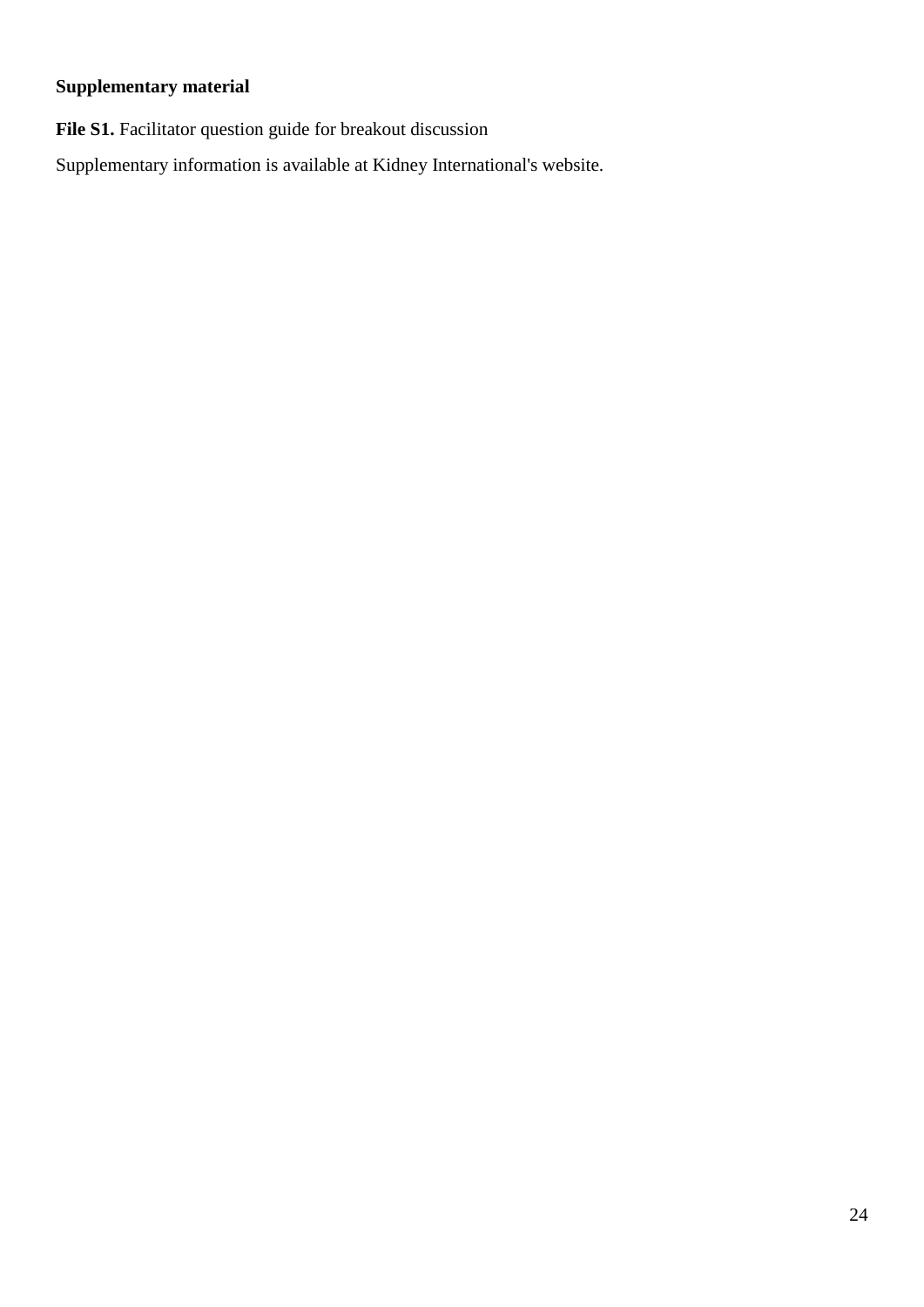**Supplementary material**

**File S1.** Facilitator question guide for breakout discussion

Supplementary information is available at Kidney International's website.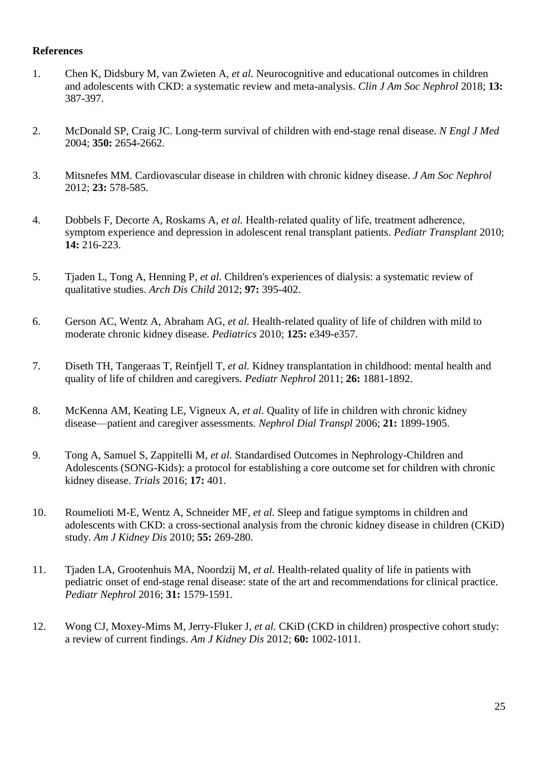**References**

1. Chen K, Didsbury M, van Zwieten A, *et al.* Neurocognitive and educational outcomes in children and adolescents with CKD: a systematic review and meta-analysis. *Clin J Am Soc Nephrol* 2018; **13:** 387-397.

2. McDonald SP, Craig JC. Long-term survival of children with end-stage renal disease. *N Engl J Med* 2004; **350:** 2654-2662.

3. Mitsnefes MM. Cardiovascular disease in children with chronic kidney disease. *J Am Soc Nephrol* 2012; **23:** 578-585.

4. Dobbels F, Decorte A, Roskams A, *et al.* Health-related quality of life, treatment adherence, symptom experience and depression in adolescent renal transplant patients. *Pediatr Transplant* 2010; **14:** 216-223.

5. Tjaden L, Tong A, Henning P, *et al.* Children's experiences of dialysis: a systematic review of qualitative studies. *Arch Dis Child* 2012; **97:** 395-402.

6. Gerson AC, Wentz A, Abraham AG, *et al.* Health-related quality of life of children with mild to moderate chronic kidney disease. *Pediatrics* 2010; **125:** e349-e357.

7. Diseth TH, Tangeraas T, Reinfjell T, *et al.* Kidney transplantation in childhood: mental health and quality of life of children and caregivers. *Pediatr Nephrol* 2011; **26:** 1881-1892.

8. McKenna AM, Keating LE, Vigneux A, *et al.* Quality of life in children with chronic kidney disease—patient and caregiver assessments. *Nephrol Dial Transpl* 2006; **21:** 1899-1905.

9. Tong A, Samuel S, Zappitelli M, *et al.* Standardised Outcomes in Nephrology-Children and Adolescents (SONG-Kids): a protocol for establishing a core outcome set for children with chronic kidney disease. *Trials* 2016; **17:** 401.

10. Roumelioti M-E, Wentz A, Schneider MF, *et al.* Sleep and fatigue symptoms in children and adolescents with CKD: a cross-sectional analysis from the chronic kidney disease in children (CKiD) study. *Am J Kidney Dis* 2010; **55:** 269-280.

11. Tjaden LA, Grootenhuis MA, Noordzij M, *et al.* Health-related quality of life in patients with pediatric onset of end-stage renal disease: state of the art and recommendations for clinical practice. *Pediatr Nephrol* 2016; **31:** 1579-1591.

12. Wong CJ, Moxey-Mims M, Jerry-Fluker J, *et al.* CKiD (CKD in children) prospective cohort study: a review of current findings. *Am J Kidney Dis* 2012; **60:** 1002-1011.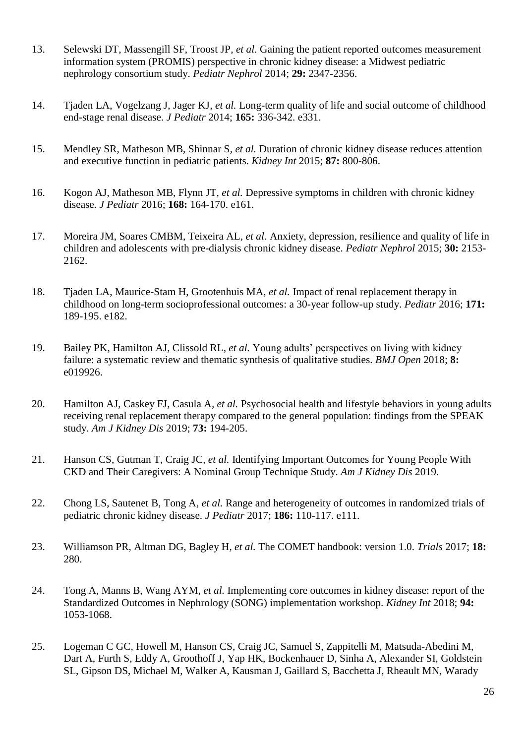13. Selewski DT, Massengill SF, Troost JP, *et al.* Gaining the patient reported outcomes measurement information system (PROMIS) perspective in chronic kidney disease: a Midwest pediatric nephrology consortium study. *Pediatr Nephrol* 2014; **29:** 2347-2356.

14. Tjaden LA, Vogelzang J, Jager KJ, *et al.* Long-term quality of life and social outcome of childhood end-stage renal disease. *J Pediatr* 2014; **165:** 336-342. e331.

15. Mendley SR, Matheson MB, Shinnar S, *et al.* Duration of chronic kidney disease reduces attention and executive function in pediatric patients. *Kidney Int* 2015; **87:** 800-806.

16. Kogon AJ, Matheson MB, Flynn JT, *et al.* Depressive symptoms in children with chronic kidney disease. *J Pediatr* 2016; **168:** 164-170. e161.

17. Moreira JM, Soares CMBM, Teixeira AL, *et al.* Anxiety, depression, resilience and quality of life in children and adolescents with pre-dialysis chronic kidney disease. *Pediatr Nephrol* 2015; **30:** 2153-2162.

18. Tjaden LA, Maurice-Stam H, Grootenhuis MA, *et al.* Impact of renal replacement therapy in childhood on long-term socioprofessional outcomes: a 30-year follow-up study. *Pediatr* 2016; **171:** 189-195. e182.

19. Bailey PK, Hamilton AJ, Clissold RL, *et al.* Young adults' perspectives on living with kidney failure: a systematic review and thematic synthesis of qualitative studies. *BMJ Open* 2018; **8:** e019926.

20. Hamilton AJ, Caskey FJ, Casula A, *et al.* Psychosocial health and lifestyle behaviors in young adults receiving renal replacement therapy compared to the general population: findings from the SPEAK study. *Am J Kidney Dis* 2019; **73:** 194-205.

21. Hanson CS, Gutman T, Craig JC, *et al.* Identifying Important Outcomes for Young People With CKD and Their Caregivers: A Nominal Group Technique Study. *Am J Kidney Dis* 2019.

22. Chong LS, Sautenet B, Tong A, *et al.* Range and heterogeneity of outcomes in randomized trials of pediatric chronic kidney disease. *J Pediatr* 2017; **186:** 110-117. e111.

23. Williamson PR, Altman DG, Bagley H, *et al.* The COMET handbook: version 1.0. *Trials* 2017; **18:** 280.

24. Tong A, Manns B, Wang AYM, *et al.* Implementing core outcomes in kidney disease: report of the Standardized Outcomes in Nephrology (SONG) implementation workshop. *Kidney Int* 2018; **94:** 1053-1068.

25. Logeman C GC, Howell M, Hanson CS, Craig JC, Samuel S, Zappitelli M, Matsuda-Abedini M, Dart A, Furth S, Eddy A, Groothoff J, Yap HK, Bockenhauer D, Sinha A, Alexander SI, Goldstein SL, Gipson DS, Michael M, Walker A, Kausman J, Gaillard S, Bacchetta J, Rheault MN, Warady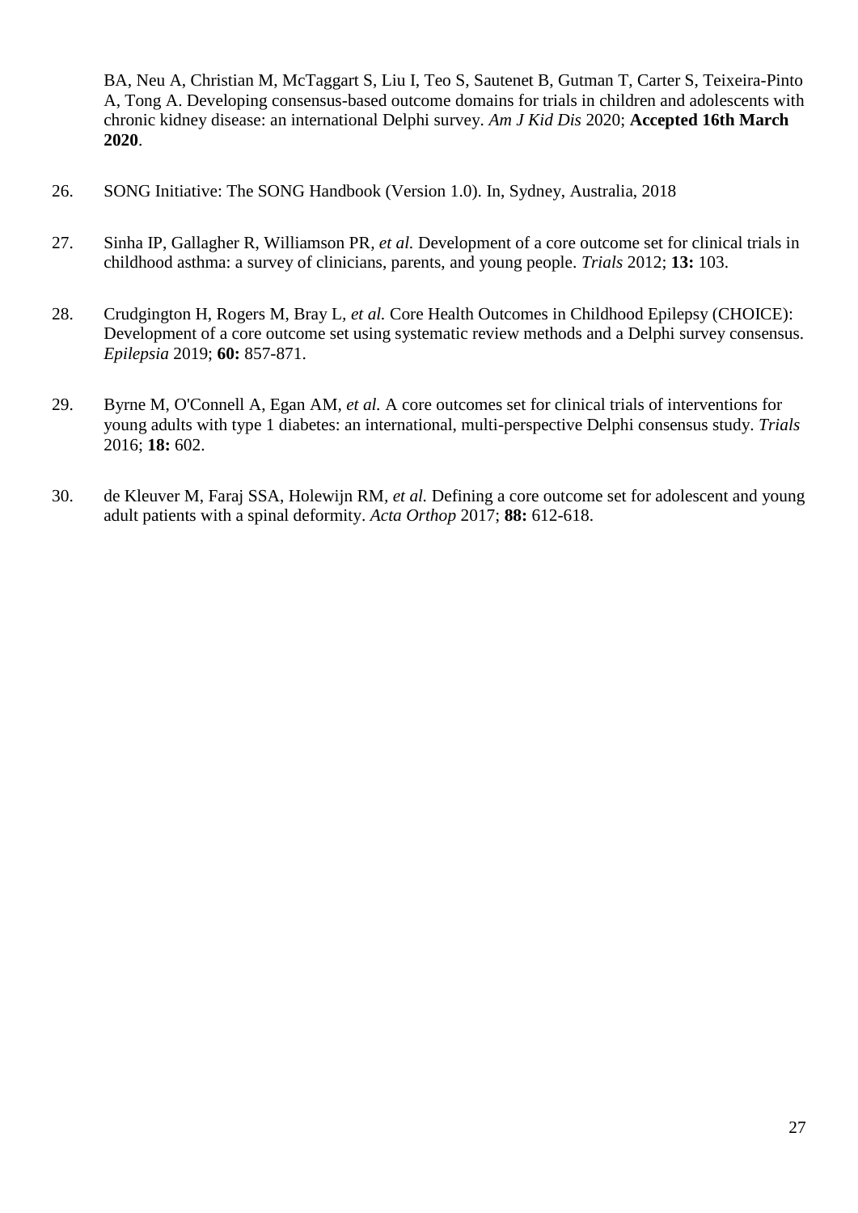BA, Neu A, Christian M, McTaggart S, Liu I, Teo S, Sautenet B, Gutman T, Carter S, Teixeira-Pinto A, Tong A. Developing consensus-based outcome domains for trials in children and adolescents with chronic kidney disease: an international Delphi survey. *Am J Kid Dis* 2020; **Accepted 16th March 2020**.

26. SONG Initiative: The SONG Handbook (Version 1.0). In, Sydney, Australia, 2018

27. Sinha IP, Gallagher R, Williamson PR, *et al.* Development of a core outcome set for clinical trials in childhood asthma: a survey of clinicians, parents, and young people. *Trials* 2012; **13:** 103.

28. Crudgington H, Rogers M, Bray L, *et al.* Core Health Outcomes in Childhood Epilepsy (CHOICE): Development of a core outcome set using systematic review methods and a Delphi survey consensus. *Epilepsia* 2019; **60:** 857-871.

29. Byrne M, O'Connell A, Egan AM, *et al.* A core outcomes set for clinical trials of interventions for young adults with type 1 diabetes: an international, multi-perspective Delphi consensus study. *Trials* 2016; **18:** 602.

30. de Kleuver M, Faraj SSA, Holewijn RM, *et al.* Defining a core outcome set for adolescent and young adult patients with a spinal deformity. *Acta Orthop* 2017; **88:** 612-618.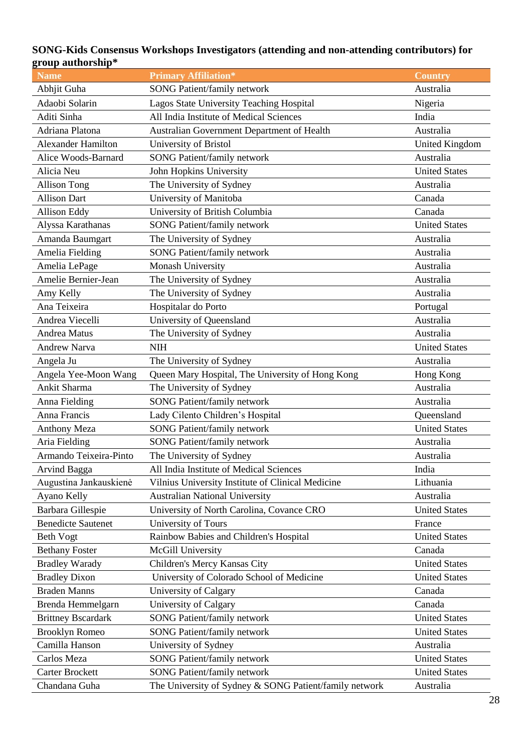**SONG-Kids Consensus Workshops Investigators (attending and non-attending contributors) for group authorship***

| Name | Primary Affiliation* | Country |
|---|---|---|
| Abhjit Guha | SONG Patient/family network | Australia |
| Adaobi Solarin | Lagos State University Teaching Hospital | Nigeria |
| Aditi Sinha | All India Institute of Medical Sciences | India |
| Adriana Platona | Australian Government Department of Health | Australia |
| Alexander Hamilton | University of Bristol | United Kingdom |
| Alice Woods-Barnard | SONG Patient/family network | Australia |
| Alicia Neu | John Hopkins University | United States |
| Allison Tong | The University of Sydney | Australia |
| Allison Dart | University of Manitoba | Canada |
| Allison Eddy | University of British Columbia | Canada |
| Alyssa Karathanas | SONG Patient/family network | United States |
| Amanda Baumgart | The University of Sydney | Australia |
| Amelia Fielding | SONG Patient/family network | Australia |
| Amelia LePage | Monash University | Australia |
| Amelie Bernier-Jean | The University of Sydney | Australia |
| Amy Kelly | The University of Sydney | Australia |
| Ana Teixeira | Hospitalar do Porto | Portugal |
| Andrea Viecelli | University of Queensland | Australia |
| Andrea Matus | The University of Sydney | Australia |
| Andrew Narva | NIH | United States |
| Angela Ju | The University of Sydney | Australia |
| Angela Yee-Moon Wang | Queen Mary Hospital, The University of Hong Kong | Hong Kong |
| Ankit Sharma | The University of Sydney | Australia |
| Anna Fielding | SONG Patient/family network | Australia |
| Anna Francis | Lady Cilento Children's Hospital | Queensland |
| Anthony Meza | SONG Patient/family network | United States |
| Aria Fielding | SONG Patient/family network | Australia |
| Armando Teixeira-Pinto | The University of Sydney | Australia |
| Arvind Bagga | All India Institute of Medical Sciences | India |
| Augustina Jankauskienė | Vilnius University Institute of Clinical Medicine | Lithuania |
| Ayano Kelly | Australian National University | Australia |
| Barbara Gillespie | University of North Carolina, Covance CRO | United States |
| Benedicte Sautenet | University of Tours | France |
| Beth Vogt | Rainbow Babies and Children's Hospital | United States |
| Bethany Foster | McGill University | Canada |
| Bradley Warady | Children's Mercy Kansas City | United States |
| Bradley Dixon | University of Colorado School of Medicine | United States |
| Braden Manns | University of Calgary | Canada |
| Brenda Hemmelgarn | University of Calgary | Canada |
| Brittney Bscardark | SONG Patient/family network | United States |
| Brooklyn Romeo | SONG Patient/family network | United States |
| Camilla Hanson | University of Sydney | Australia |
| Carlos Meza | SONG Patient/family network | United States |
| Carter Brockett | SONG Patient/family network | United States |
| Chandana Guha | The University of Sydney & SONG Patient/family network | Australia |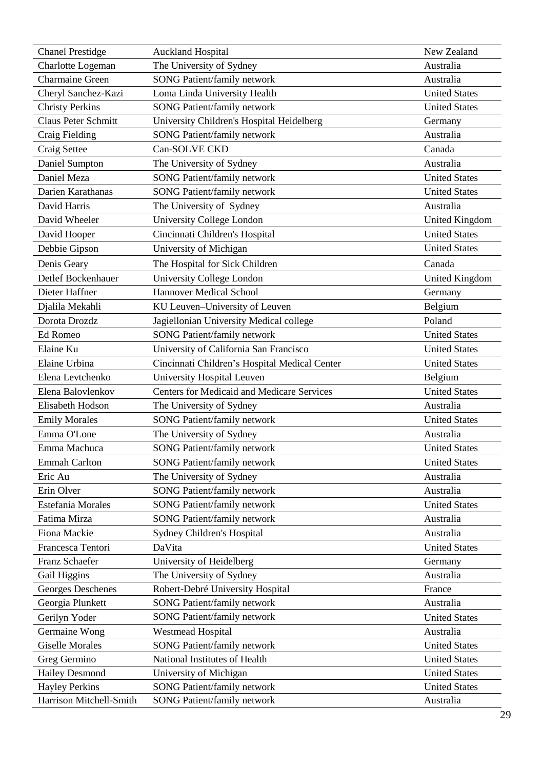| | | |
|---|---|---|
| Chanel Prestidge | Auckland Hospital | New Zealand |
| Charlotte Logeman | The University of Sydney | Australia |
| Charmaine Green | SONG Patient/family network | Australia |
| Cheryl Sanchez-Kazi | Loma Linda University Health | United States |
| Christy Perkins | SONG Patient/family network | United States |
| Claus Peter Schmitt | University Children's Hospital Heidelberg | Germany |
| Craig Fielding | SONG Patient/family network | Australia |
| Craig Settee | Can-SOLVE CKD | Canada |
| Daniel Sumpton | The University of Sydney | Australia |
| Daniel Meza | SONG Patient/family network | United States |
| Darien Karathanas | SONG Patient/family network | United States |
| David Harris | The University of Sydney | Australia |
| David Wheeler | University College London | United Kingdom |
| David Hooper | Cincinnati Children's Hospital | United States |
| Debbie Gipson | University of Michigan | United States |
| Denis Geary | The Hospital for Sick Children | Canada |
| Detlef Bockenhauer | University College London | United Kingdom |
| Dieter Haffner | Hannover Medical School | Germany |
| Djalila Mekahli | KU Leuven–University of Leuven | Belgium |
| Dorota Drozdz | Jagiellonian University Medical college | Poland |
| Ed Romeo | SONG Patient/family network | United States |
| Elaine Ku | University of California San Francisco | United States |
| Elaine Urbina | Cincinnati Children's Hospital Medical Center | United States |
| Elena Levtchenko | University Hospital Leuven | Belgium |
| Elena Balovlenkov | Centers for Medicaid and Medicare Services | United States |
| Elisabeth Hodson | The University of Sydney | Australia |
| Emily Morales | SONG Patient/family network | United States |
| Emma O'Lone | The University of Sydney | Australia |
| Emma Machuca | SONG Patient/family network | United States |
| Emmah Carlton | SONG Patient/family network | United States |
| Eric Au | The University of Sydney | Australia |
| Erin Olver | SONG Patient/family network | Australia |
| Estefania Morales | SONG Patient/family network | United States |
| Fatima Mirza | SONG Patient/family network | Australia |
| Fiona Mackie | Sydney Children's Hospital | Australia |
| Francesca Tentori | DaVita | United States |
| Franz Schaefer | University of Heidelberg | Germany |
| Gail Higgins | The University of Sydney | Australia |
| Georges Deschenes | Robert-Debré University Hospital | France |
| Georgia Plunkett | SONG Patient/family network | Australia |
| Gerilyn Yoder | SONG Patient/family network | United States |
| Germaine Wong | Westmead Hospital | Australia |
| Giselle Morales | SONG Patient/family network | United States |
| Greg Germino | National Institutes of Health | United States |
| Hailey Desmond | University of Michigan | United States |
| Hayley Perkins | SONG Patient/family network | United States |
| Harrison Mitchell-Smith | SONG Patient/family network | Australia |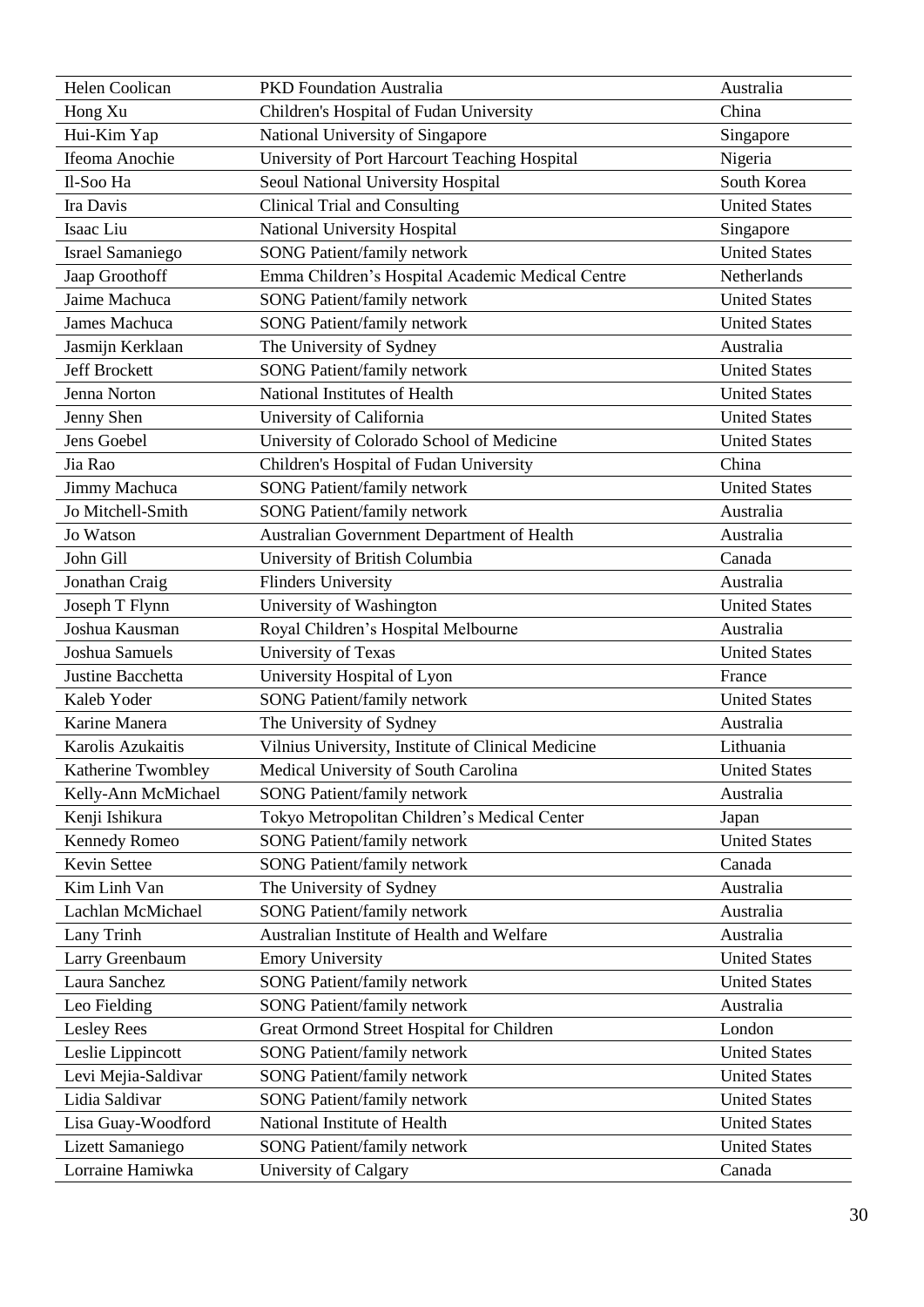| Helen Coolican | PKD Foundation Australia | Australia |
|---|---|---|
| Hong Xu | Children's Hospital of Fudan University | China |
| Hui-Kim Yap | National University of Singapore | Singapore |
| Ifeoma Anochie | University of Port Harcourt Teaching Hospital | Nigeria |
| Il-Soo Ha | Seoul National University Hospital | South Korea |
| Ira Davis | Clinical Trial and Consulting | United States |
| Isaac Liu | National University Hospital | Singapore |
| Israel Samaniego | SONG Patient/family network | United States |
| Jaap Groothoff | Emma Children's Hospital Academic Medical Centre | Netherlands |
| Jaime Machuca | SONG Patient/family network | United States |
| James Machuca | SONG Patient/family network | United States |
| Jasmijn Kerklaan | The University of Sydney | Australia |
| Jeff Brockett | SONG Patient/family network | United States |
| Jenna Norton | National Institutes of Health | United States |
| Jenny Shen | University of California | United States |
| Jens Goebel | University of Colorado School of Medicine | United States |
| Jia Rao | Children's Hospital of Fudan University | China |
| Jimmy Machuca | SONG Patient/family network | United States |
| Jo Mitchell-Smith | SONG Patient/family network | Australia |
| Jo Watson | Australian Government Department of Health | Australia |
| John Gill | University of British Columbia | Canada |
| Jonathan Craig | Flinders University | Australia |
| Joseph T Flynn | University of Washington | United States |
| Joshua Kausman | Royal Children's Hospital Melbourne | Australia |
| Joshua Samuels | University of Texas | United States |
| Justine Bacchetta | University Hospital of Lyon | France |
| Kaleb Yoder | SONG Patient/family network | United States |
| Karine Manera | The University of Sydney | Australia |
| Karolis Azukaitis | Vilnius University, Institute of Clinical Medicine | Lithuania |
| Katherine Twombley | Medical University of South Carolina | United States |
| Kelly-Ann McMichael | SONG Patient/family network | Australia |
| Kenji Ishikura | Tokyo Metropolitan Children's Medical Center | Japan |
| Kennedy Romeo | SONG Patient/family network | United States |
| Kevin Settee | SONG Patient/family network | Canada |
| Kim Linh Van | The University of Sydney | Australia |
| Lachlan McMichael | SONG Patient/family network | Australia |
| Lany Trinh | Australian Institute of Health and Welfare | Australia |
| Larry Greenbaum | Emory University | United States |
| Laura Sanchez | SONG Patient/family network | United States |
| Leo Fielding | SONG Patient/family network | Australia |
| Lesley Rees | Great Ormond Street Hospital for Children | London |
| Leslie Lippincott | SONG Patient/family network | United States |
| Levi Mejia-Saldivar | SONG Patient/family network | United States |
| Lidia Saldivar | SONG Patient/family network | United States |
| Lisa Guay-Woodford | National Institute of Health | United States |
| Lizett Samaniego | SONG Patient/family network | United States |
| Lorraine Hamiwka | University of Calgary | Canada |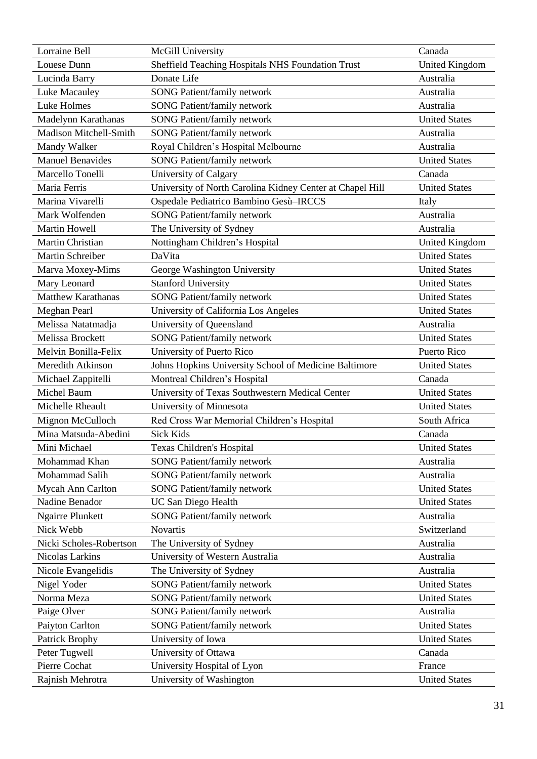| | | |
|---|---|---|
| Lorraine Bell | McGill University | Canada |
| Louese Dunn | Sheffield Teaching Hospitals NHS Foundation Trust | United Kingdom |
| Lucinda Barry | Donate Life | Australia |
| Luke Macauley | SONG Patient/family network | Australia |
| Luke Holmes | SONG Patient/family network | Australia |
| Madelynn Karathanas | SONG Patient/family network | United States |
| Madison Mitchell-Smith | SONG Patient/family network | Australia |
| Mandy Walker | Royal Children's Hospital Melbourne | Australia |
| Manuel Benavides | SONG Patient/family network | United States |
| Marcello Tonelli | University of Calgary | Canada |
| Maria Ferris | University of North Carolina Kidney Center at Chapel Hill | United States |
| Marina Vivarelli | Ospedale Pediatrico Bambino Gesù–IRCCS | Italy |
| Mark Wolfenden | SONG Patient/family network | Australia |
| Martin Howell | The University of Sydney | Australia |
| Martin Christian | Nottingham Children's Hospital | United Kingdom |
| Martin Schreiber | DaVita | United States |
| Marva Moxey-Mims | George Washington University | United States |
| Mary Leonard | Stanford University | United States |
| Matthew Karathanas | SONG Patient/family network | United States |
| Meghan Pearl | University of California Los Angeles | United States |
| Melissa Natatmadja | University of Queensland | Australia |
| Melissa Brockett | SONG Patient/family network | United States |
| Melvin Bonilla-Felix | University of Puerto Rico | Puerto Rico |
| Meredith Atkinson | Johns Hopkins University School of Medicine Baltimore | United States |
| Michael Zappitelli | Montreal Children's Hospital | Canada |
| Michel Baum | University of Texas Southwestern Medical Center | United States |
| Michelle Rheault | University of Minnesota | United States |
| Mignon McCulloch | Red Cross War Memorial Children's Hospital | South Africa |
| Mina Matsuda-Abedini | Sick Kids | Canada |
| Mini Michael | Texas Children's Hospital | United States |
| Mohammad Khan | SONG Patient/family network | Australia |
| Mohammad Salih | SONG Patient/family network | Australia |
| Mycah Ann Carlton | SONG Patient/family network | United States |
| Nadine Benador | UC San Diego Health | United States |
| Ngairre Plunkett | SONG Patient/family network | Australia |
| Nick Webb | Novartis | Switzerland |
| Nicki Scholes-Robertson | The University of Sydney | Australia |
| Nicolas Larkins | University of Western Australia | Australia |
| Nicole Evangelidis | The University of Sydney | Australia |
| Nigel Yoder | SONG Patient/family network | United States |
| Norma Meza | SONG Patient/family network | United States |
| Paige Olver | SONG Patient/family network | Australia |
| Paiyton Carlton | SONG Patient/family network | United States |
| Patrick Brophy | University of Iowa | United States |
| Peter Tugwell | University of Ottawa | Canada |
| Pierre Cochat | University Hospital of Lyon | France |
| Rajnish Mehrotra | University of Washington | United States |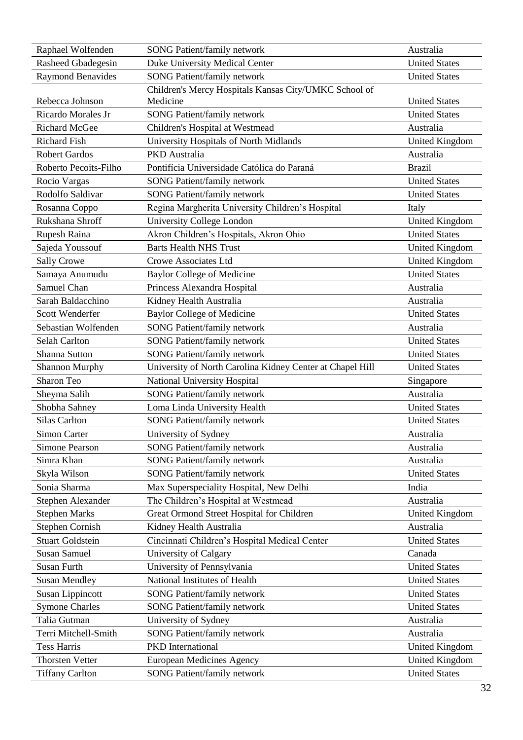| | | |
|---|---|---|
| Raphael Wolfenden | SONG Patient/family network | Australia |
| Rasheed Gbadegesin | Duke University Medical Center | United States |
| Raymond Benavides | SONG Patient/family network | United States |
| Rebecca Johnson | Children's Mercy Hospitals Kansas City/UMKC School of Medicine | United States |
| Ricardo Morales Jr | SONG Patient/family network | United States |
| Richard McGee | Children's Hospital at Westmead | Australia |
| Richard Fish | University Hospitals of North Midlands | United Kingdom |
| Robert Gardos | PKD Australia | Australia |
| Roberto Pecoits-Filho | Pontifícia Universidade Católica do Paraná | Brazil |
| Rocio Vargas | SONG Patient/family network | United States |
| Rodolfo Saldivar | SONG Patient/family network | United States |
| Rosanna Coppo | Regina Margherita University Children's Hospital | Italy |
| Rukshana Shroff | University College London | United Kingdom |
| Rupesh Raina | Akron Children's Hospitals, Akron Ohio | United States |
| Sajeda Youssouf | Barts Health NHS Trust | United Kingdom |
| Sally Crowe | Crowe Associates Ltd | United Kingdom |
| Samaya Anumudu | Baylor College of Medicine | United States |
| Samuel Chan | Princess Alexandra Hospital | Australia |
| Sarah Baldacchino | Kidney Health Australia | Australia |
| Scott Wenderfer | Baylor College of Medicine | United States |
| Sebastian Wolfenden | SONG Patient/family network | Australia |
| Selah Carlton | SONG Patient/family network | United States |
| Shanna Sutton | SONG Patient/family network | United States |
| Shannon Murphy | University of North Carolina Kidney Center at Chapel Hill | United States |
| Sharon Teo | National University Hospital | Singapore |
| Sheyma Salih | SONG Patient/family network | Australia |
| Shobha Sahney | Loma Linda University Health | United States |
| Silas Carlton | SONG Patient/family network | United States |
| Simon Carter | University of Sydney | Australia |
| Simone Pearson | SONG Patient/family network | Australia |
| Simra Khan | SONG Patient/family network | Australia |
| Skyla Wilson | SONG Patient/family network | United States |
| Sonia Sharma | Max Superspeciality Hospital, New Delhi | India |
| Stephen Alexander | The Children's Hospital at Westmead | Australia |
| Stephen Marks | Great Ormond Street Hospital for Children | United Kingdom |
| Stephen Cornish | Kidney Health Australia | Australia |
| Stuart Goldstein | Cincinnati Children's Hospital Medical Center | United States |
| Susan Samuel | University of Calgary | Canada |
| Susan Furth | University of Pennsylvania | United States |
| Susan Mendley | National Institutes of Health | United States |
| Susan Lippincott | SONG Patient/family network | United States |
| Symone Charles | SONG Patient/family network | United States |
| Talia Gutman | University of Sydney | Australia |
| Terri Mitchell-Smith | SONG Patient/family network | Australia |
| Tess Harris | PKD International | United Kingdom |
| Thorsten Vetter | European Medicines Agency | United Kingdom |
| Tiffany Carlton | SONG Patient/family network | United States |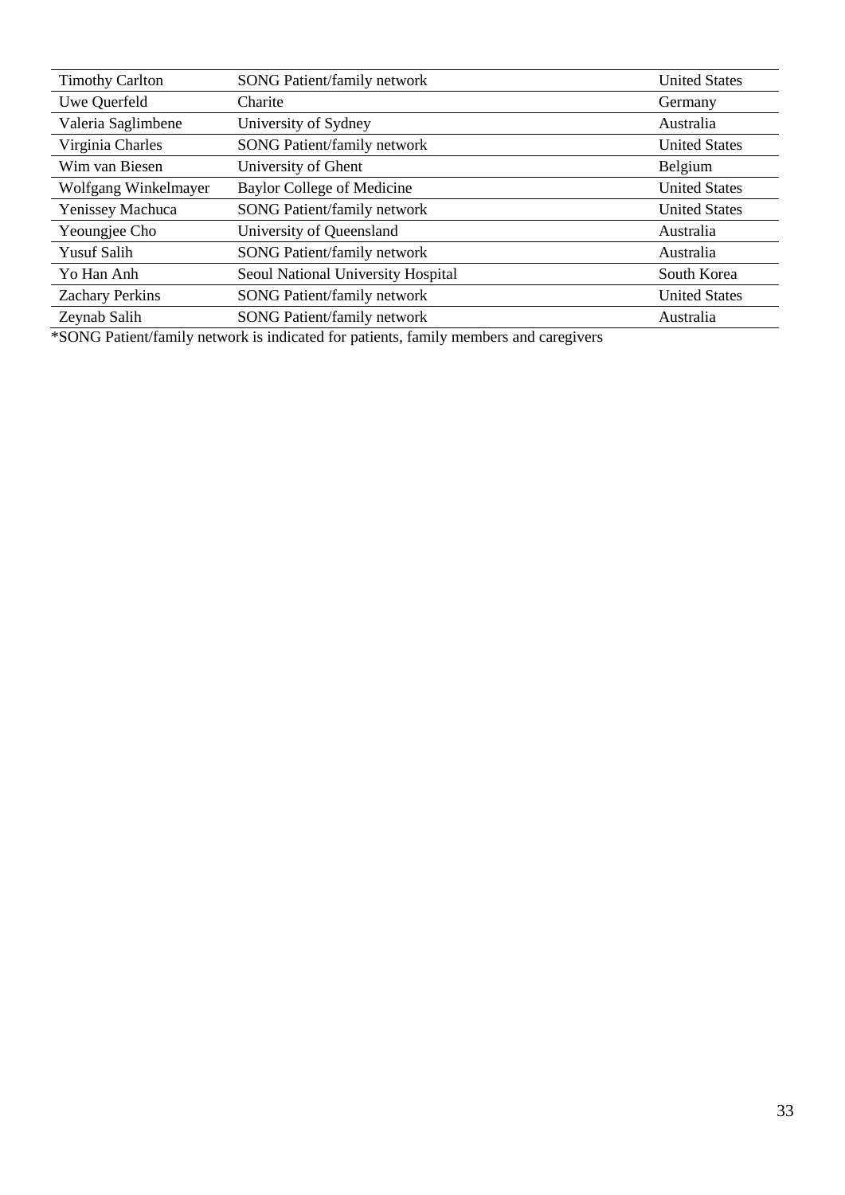| Timothy Carlton | SONG Patient/family network | United States |
|---|---|---|
| Uwe Querfeld | Charite | Germany |
| Valeria Saglimbene | University of Sydney | Australia |
| Virginia Charles | SONG Patient/family network | United States |
| Wim van Biesen | University of Ghent | Belgium |
| Wolfgang Winkelmayer | Baylor College of Medicine | United States |
| Yenissey Machuca | SONG Patient/family network | United States |
| Yeoungjee Cho | University of Queensland | Australia |
| Yusuf Salih | SONG Patient/family network | Australia |
| Yo Han Anh | Seoul National University Hospital | South Korea |
| Zachary Perkins | SONG Patient/family network | United States |
| Zeynab Salih | SONG Patient/family network | Australia |

*SONG Patient/family network is indicated for patients, family members and caregivers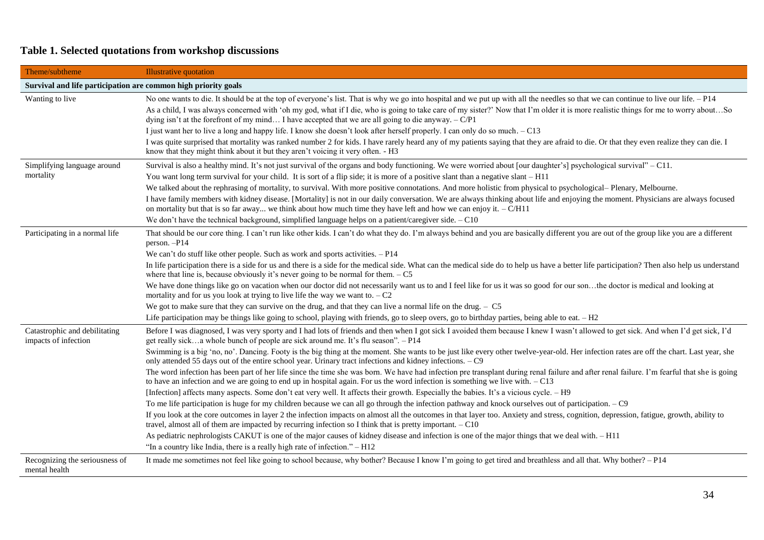## Table 1. Selected quotations from workshop discussions

| Theme/subtheme | Illustrative quotation |
|---|---|
| **Survival and life participation are common high priority goals** | |
| Wanting to live | No one wants to die. It should be at the top of everyone's list. That is why we go into hospital and we put up with all the needles so that we can continue to live our life. – P14 |
| | As a child, I was always concerned with 'oh my god, what if I die, who is going to take care of my sister?' Now that I'm older it is more realistic things for me to worry about…So dying isn't at the forefront of my mind… I have accepted that we are all going to die anyway. – C/P1 |
| | I just want her to live a long and happy life. I know she doesn't look after herself properly. I can only do so much. – C13 |
| | I was quite surprised that mortality was ranked number 2 for kids. I have rarely heard any of my patients saying that they are afraid to die. Or that they even realize they can die. I know that they might think about it but they aren't voicing it very often. - H3 |
| Simplifying language around mortality | Survival is also a healthy mind. It's not just survival of the organs and body functioning. We were worried about [our daughter's] psychological survival" – C11. |
| | You want long term survival for your child. It is sort of a flip side; it is more of a positive slant than a negative slant – H11 |
| | We talked about the rephrasing of mortality, to survival. With more positive connotations. And more holistic from physical to psychological– Plenary, Melbourne. |
| | I have family members with kidney disease. [Mortality] is not in our daily conversation. We are always thinking about life and enjoying the moment. Physicians are always focused on mortality but that is so far away... we think about how much time they have left and how we can enjoy it. – C/H11 |
| | We don't have the technical background, simplified language helps on a patient/caregiver side. – C10 |
| Participating in a normal life | That should be our core thing. I can't run like other kids. I can't do what they do. I'm always behind and you are basically different you are out of the group like you are a different person. –P14 |
| | We can't do stuff like other people. Such as work and sports activities. – P14 |
| | In life participation there is a side for us and there is a side for the medical side. What can the medical side do to help us have a better life participation? Then also help us understand where that line is, because obviously it's never going to be normal for them. – C5 |
| | We have done things like go on vacation when our doctor did not necessarily want us to and I feel like for us it was so good for our son…the doctor is medical and looking at mortality and for us you look at trying to live life the way we want to. – C2 |
| | We got to make sure that they can survive on the drug, and that they can live a normal life on the drug. – C5 |
| | Life participation may be things like going to school, playing with friends, go to sleep overs, go to birthday parties, being able to eat. – H2 |
| Catastrophic and debilitating impacts of infection | Before I was diagnosed, I was very sporty and I had lots of friends and then when I got sick I avoided them because I knew I wasn't allowed to get sick. And when I'd get sick, I'd get really sick…a whole bunch of people are sick around me. It's flu season". – P14 |
| | Swimming is a big 'no, no'. Dancing. Footy is the big thing at the moment. She wants to be just like every other twelve-year-old. Her infection rates are off the chart. Last year, she only attended 55 days out of the entire school year. Urinary tract infections and kidney infections. – C9 |
| | The word infection has been part of her life since the time she was born. We have had infection pre transplant during renal failure and after renal failure. I'm fearful that she is going to have an infection and we are going to end up in hospital again. For us the word infection is something we live with. – C13 |
| | [Infection] affects many aspects. Some don't eat very well. It affects their growth. Especially the babies. It's a vicious cycle. – H9 |
| | To me life participation is huge for my children because we can all go through the infection pathway and knock ourselves out of participation. – C9 |
| | If you look at the core outcomes in layer 2 the infection impacts on almost all the outcomes in that layer too. Anxiety and stress, cognition, depression, fatigue, growth, ability to travel, almost all of them are impacted by recurring infection so I think that is pretty important. – C10 |
| | As pediatric nephrologists CAKUT is one of the major causes of kidney disease and infection is one of the major things that we deal with. – H11 |
| | "In a country like India, there is a really high rate of infection." – H12 |
| Recognizing the seriousness of mental health | It made me sometimes not feel like going to school because, why bother? Because I know I'm going to get tired and breathless and all that. Why bother? – P14 |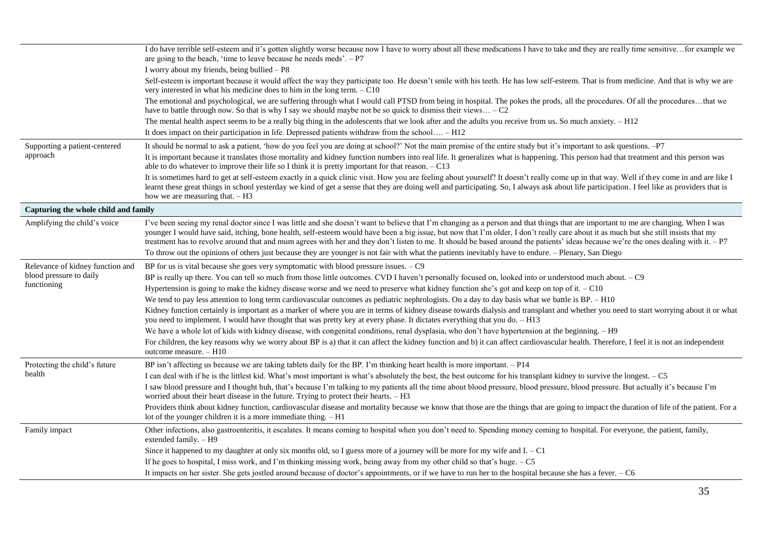| | |
|---|---|
| | I do have terrible self-esteem and it's gotten slightly worse because now I have to worry about all these medications I have to take and they are really time sensitive…for example we are going to the beach, 'time to leave because he needs meds'. – P7<br>I worry about my friends, being bullied – P8<br>Self-esteem is important because it would affect the way they participate too. He doesn't smile with his teeth. He has low self-esteem. That is from medicine. And that is why we are very interested in what his medicine does to him in the long term. – C10<br>The emotional and psychological, we are suffering through what I would call PTSD from being in hospital. The pokes the prods, all the procedures. Of all the procedures…that we have to battle through now. So that is why I say we should maybe not be so quick to dismiss their views… – C2<br>The mental health aspect seems to be a really big thing in the adolescents that we look after and the adults you receive from us. So much anxiety. – H12<br>It does impact on their participation in life. Depressed patients withdraw from the school…. – H12 |
| Supporting a patient-centered approach | It should be normal to ask a patient, 'how do you feel you are doing at school?' Not the main premise of the entire study but it's important to ask questions. –P7<br>It is important because it translates those mortality and kidney function numbers into real life. It generalizes what is happening. This person had that treatment and this person was able to do whatever to improve their life so I think it is pretty important for that reason. – C13<br>It is sometimes hard to get at self-esteem exactly in a quick clinic visit. How you are feeling about yourself? It doesn't really come up in that way. Well if they come in and are like I learnt these great things in school yesterday we kind of get a sense that they are doing well and participating. So, I always ask about life participation. I feel like as providers that is how we are measuring that. – H3 |
| **Capturing the whole child and family** | |
| Amplifying the child's voice | I've been seeing my renal doctor since I was little and she doesn't want to believe that I'm changing as a person and that things that are important to me are changing. When I was younger I would have said, itching, bone health, self-esteem would have been a big issue, but now that I'm older, I don't really care about it as much but she still insists that my treatment has to revolve around that and mum agrees with her and they don't listen to me. It should be based around the patients' ideas because we're the ones dealing with it. – P7<br>To throw out the opinions of others just because they are younger is not fair with what the patients inevitably have to endure. – Plenary, San Diego |
| Relevance of kidney function and blood pressure to daily functioning | BP for us is vital because she goes very symptomatic with blood pressure issues. – C9<br>BP is really up there. You can tell so much from those little outcomes. CVD I haven't personally focused on, looked into or understood much about. – C9<br>Hypertension is going to make the kidney disease worse and we need to preserve what kidney function she's got and keep on top of it. – C10<br>We tend to pay less attention to long term cardiovascular outcomes as pediatric nephrologists. On a day to day basis what we battle is BP. – H10<br>Kidney function certainly is important as a marker of where you are in terms of kidney disease towards dialysis and transplant and whether you need to start worrying about it or what you need to implement. I would have thought that was pretty key at every phase. It dictates everything that you do. – H13<br>We have a whole lot of kids with kidney disease, with congenital conditions, renal dysplasia, who don't have hypertension at the beginning. – H9<br>For children, the key reasons why we worry about BP is a) that it can affect the kidney function and b) it can affect cardiovascular health. Therefore, I feel it is not an independent outcome measure. – H10 |
| Protecting the child's future health | BP isn't affecting us because we are taking tablets daily for the BP. I'm thinking heart health is more important. – P14<br>I can deal with if he is the littlest kid. What's most important is what's absolutely the best, the best outcome for his transplant kidney to survive the longest. – C5<br>I saw blood pressure and I thought huh, that's because I'm talking to my patients all the time about blood pressure, blood pressure, blood pressure. But actually it's because I'm worried about their heart disease in the future. Trying to protect their hearts. – H3<br>Providers think about kidney function, cardiovascular disease and mortality because we know that those are the things that are going to impact the duration of life of the patient. For a lot of the younger children it is a more immediate thing. – H1 |
| Family impact | Other infections, also gastroenteritis, it escalates. It means coming to hospital when you don't need to. Spending money coming to hospital. For everyone, the patient, family, extended family. – H9<br>Since it happened to my daughter at only six months old, so I guess more of a journey will be more for my wife and I. – C1<br>If he goes to hospital, I miss work, and I'm thinking missing work, being away from my other child so that's huge. – C5<br>It impacts on her sister. She gets jostled around because of doctor's appointments, or if we have to run her to the hospital because she has a fever. – C6 |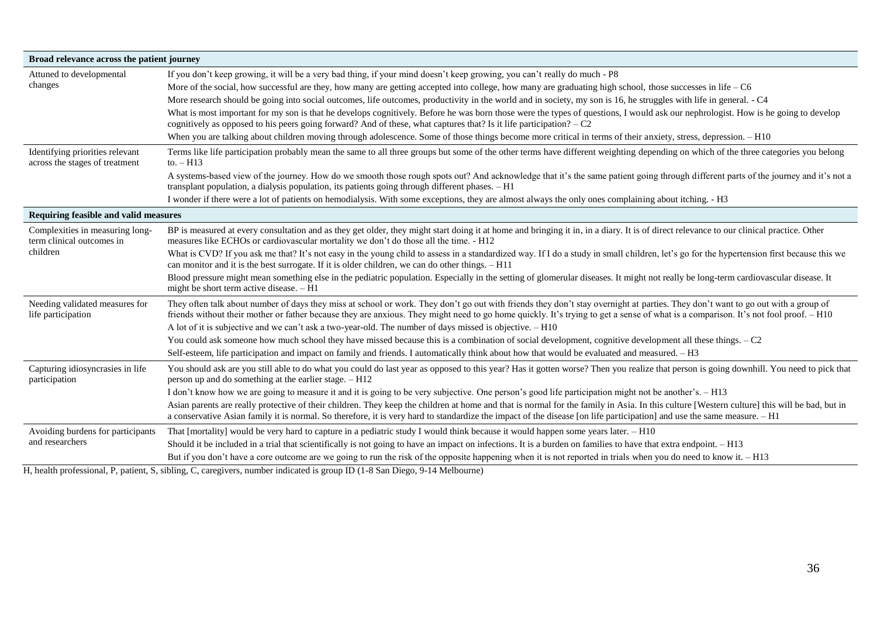| Broad relevance across the patient journey | |
|---|---|
| Attuned to developmental changes | If you don't keep growing, it will be a very bad thing, if your mind doesn't keep growing, you can't really do much - P8 |
| | More of the social, how successful are they, how many are getting accepted into college, how many are graduating high school, those successes in life – C6 |
| | More research should be going into social outcomes, life outcomes, productivity in the world and in society, my son is 16, he struggles with life in general. - C4 |
| | What is most important for my son is that he develops cognitively. Before he was born those were the types of questions, I would ask our nephrologist. How is he going to develop cognitively as opposed to his peers going forward? And of these, what captures that? Is it life participation? – C2 |
| | When you are talking about children moving through adolescence. Some of those things become more critical in terms of their anxiety, stress, depression. – H10 |
| Identifying priorities relevant across the stages of treatment | Terms like life participation probably mean the same to all three groups but some of the other terms have different weighting depending on which of the three categories you belong to. – H13 |
| | A systems-based view of the journey. How do we smooth those rough spots out? And acknowledge that it's the same patient going through different parts of the journey and it's not a transplant population, a dialysis population, its patients going through different phases. – H1 |
| | I wonder if there were a lot of patients on hemodialysis. With some exceptions, they are almost always the only ones complaining about itching. - H3 |
| **Requiring feasible and valid measures** | |
| Complexities in measuring long-term clinical outcomes in children | BP is measured at every consultation and as they get older, they might start doing it at home and bringing it in, in a diary. It is of direct relevance to our clinical practice. Other measures like ECHOs or cardiovascular mortality we don't do those all the time. - H12 |
| | What is CVD? If you ask me that? It's not easy in the young child to assess in a standardized way. If I do a study in small children, let's go for the hypertension first because this we can monitor and it is the best surrogate. If it is older children, we can do other things. – H11 |
| | Blood pressure might mean something else in the pediatric population. Especially in the setting of glomerular diseases. It might not really be long-term cardiovascular disease. It might be short term active disease. – H1 |
| Needing validated measures for life participation | They often talk about number of days they miss at school or work. They don't go out with friends they don't stay overnight at parties. They don't want to go out with a group of friends without their mother or father because they are anxious. They might need to go home quickly. It's trying to get a sense of what is a comparison. It's not fool proof. – H10 |
| | A lot of it is subjective and we can't ask a two-year-old. The number of days missed is objective. – H10 |
| | You could ask someone how much school they have missed because this is a combination of social development, cognitive development all these things. – C2 |
| | Self-esteem, life participation and impact on family and friends. I automatically think about how that would be evaluated and measured. – H3 |
| Capturing idiosyncrasies in life participation | You should ask are you still able to do what you could do last year as opposed to this year? Has it gotten worse? Then you realize that person is going downhill. You need to pick that person up and do something at the earlier stage. – H12 |
| | I don't know how we are going to measure it and it is going to be very subjective. One person's good life participation might not be another's. – H13 |
| | Asian parents are really protective of their children. They keep the children at home and that is normal for the family in Asia. In this culture [Western culture] this will be bad, but in a conservative Asian family it is normal. So therefore, it is very hard to standardize the impact of the disease [on life participation] and use the same measure. – H1 |
| Avoiding burdens for participants and researchers | That [mortality] would be very hard to capture in a pediatric study I would think because it would happen some years later. – H10 |
| | Should it be included in a trial that scientifically is not going to have an impact on infections. It is a burden on families to have that extra endpoint. – H13 |
| | But if you don't have a core outcome are we going to run the risk of the opposite happening when it is not reported in trials when you do need to know it. – H13 |

H, health professional, P, patient, S, sibling, C, caregivers, number indicated is group ID (1-8 San Diego, 9-14 Melbourne)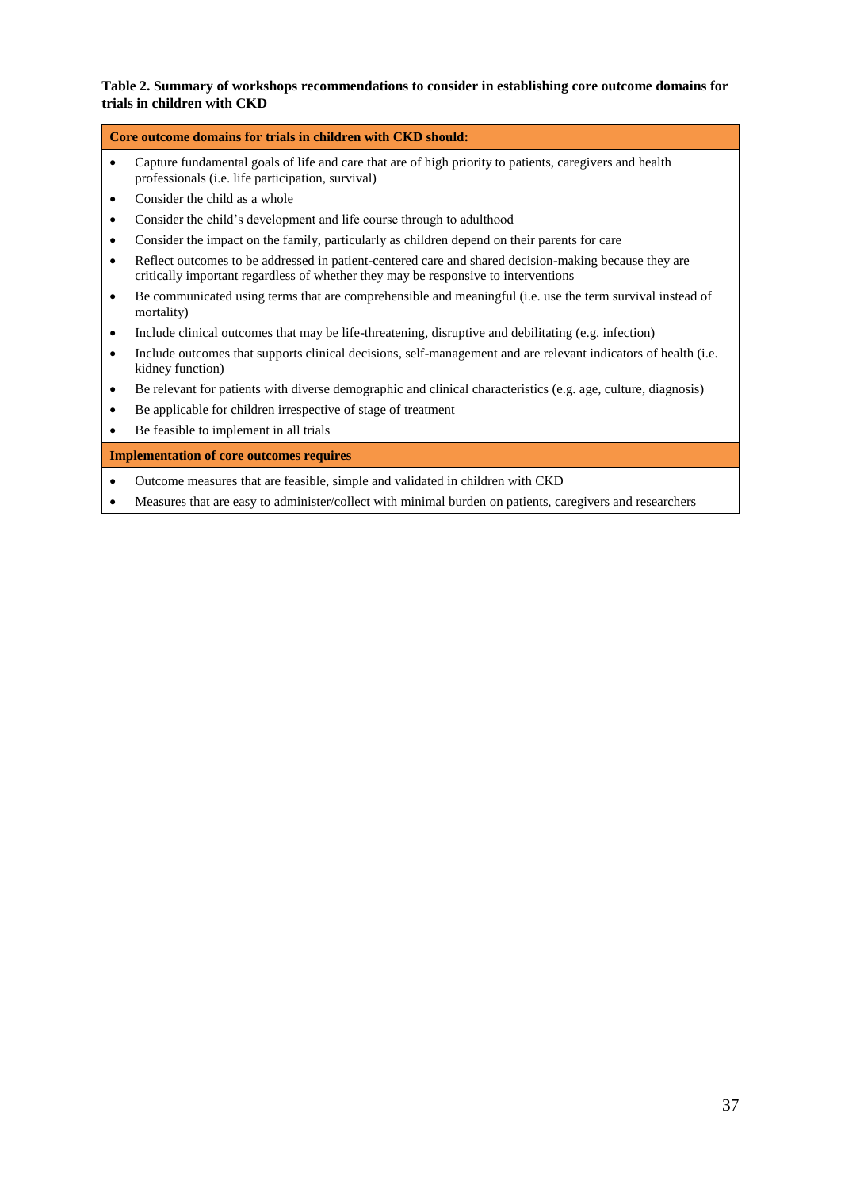**Table 2. Summary of workshops recommendations to consider in establishing core outcome domains for trials in children with CKD**

| **Core outcome domains for trials in children with CKD should:** |
|---|
| • Capture fundamental goals of life and care that are of high priority to patients, caregivers and health professionals (i.e. life participation, survival) |
| • Consider the child as a whole |
| • Consider the child's development and life course through to adulthood |
| • Consider the impact on the family, particularly as children depend on their parents for care |
| • Reflect outcomes to be addressed in patient-centered care and shared decision-making because they are critically important regardless of whether they may be responsive to interventions |
| • Be communicated using terms that are comprehensible and meaningful (i.e. use the term survival instead of mortality) |
| • Include clinical outcomes that may be life-threatening, disruptive and debilitating (e.g. infection) |
| • Include outcomes that supports clinical decisions, self-management and are relevant indicators of health (i.e. kidney function) |
| • Be relevant for patients with diverse demographic and clinical characteristics (e.g. age, culture, diagnosis) |
| • Be applicable for children irrespective of stage of treatment |
| • Be feasible to implement in all trials |
| **Implementation of core outcomes requires** |
| • Outcome measures that are feasible, simple and validated in children with CKD |
| • Measures that are easy to administer/collect with minimal burden on patients, caregivers and researchers |